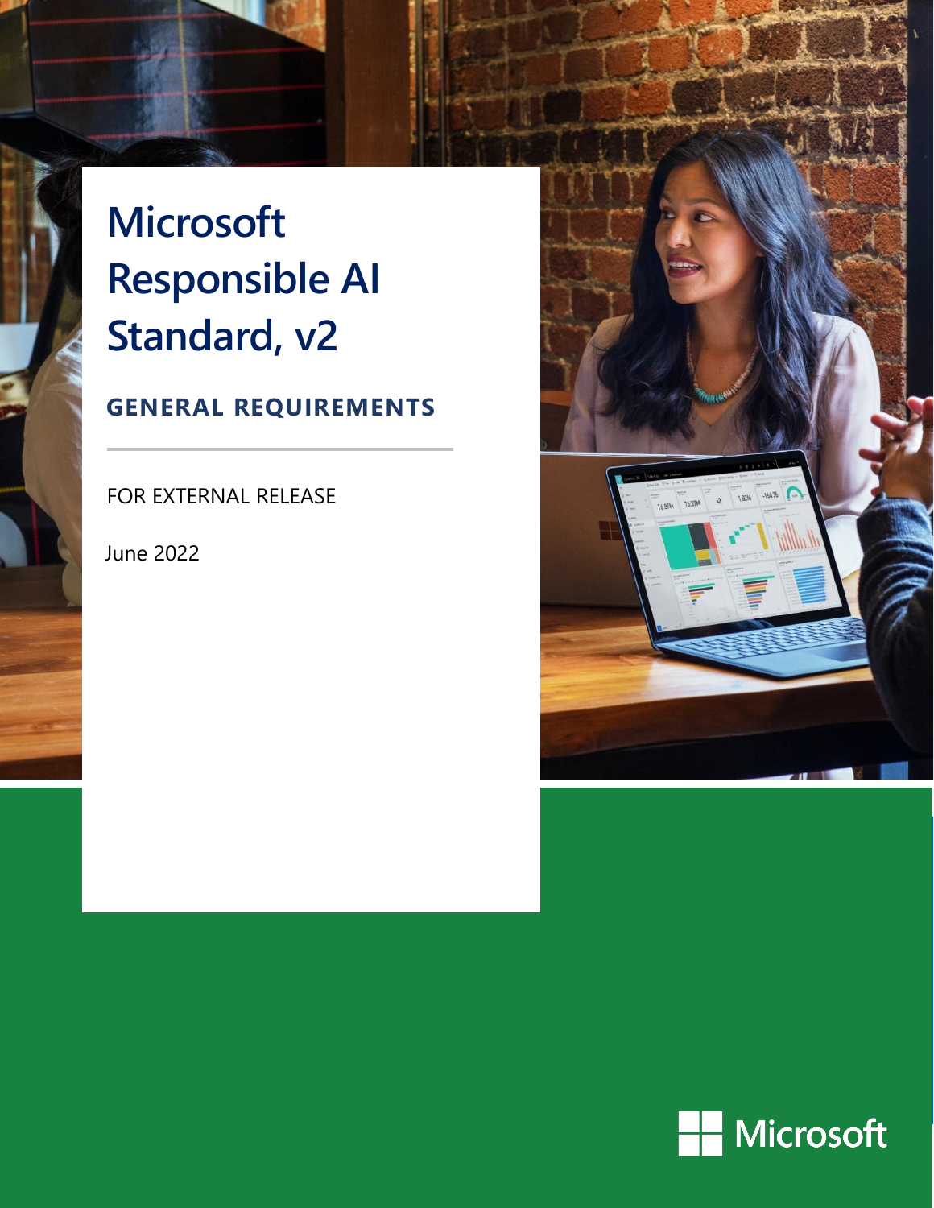# Microsoft Responsible AI Standard, v2

## GENERAL REQUIREMENTS

FOR EXTERNAL RELEASE

June 2022

Microsoft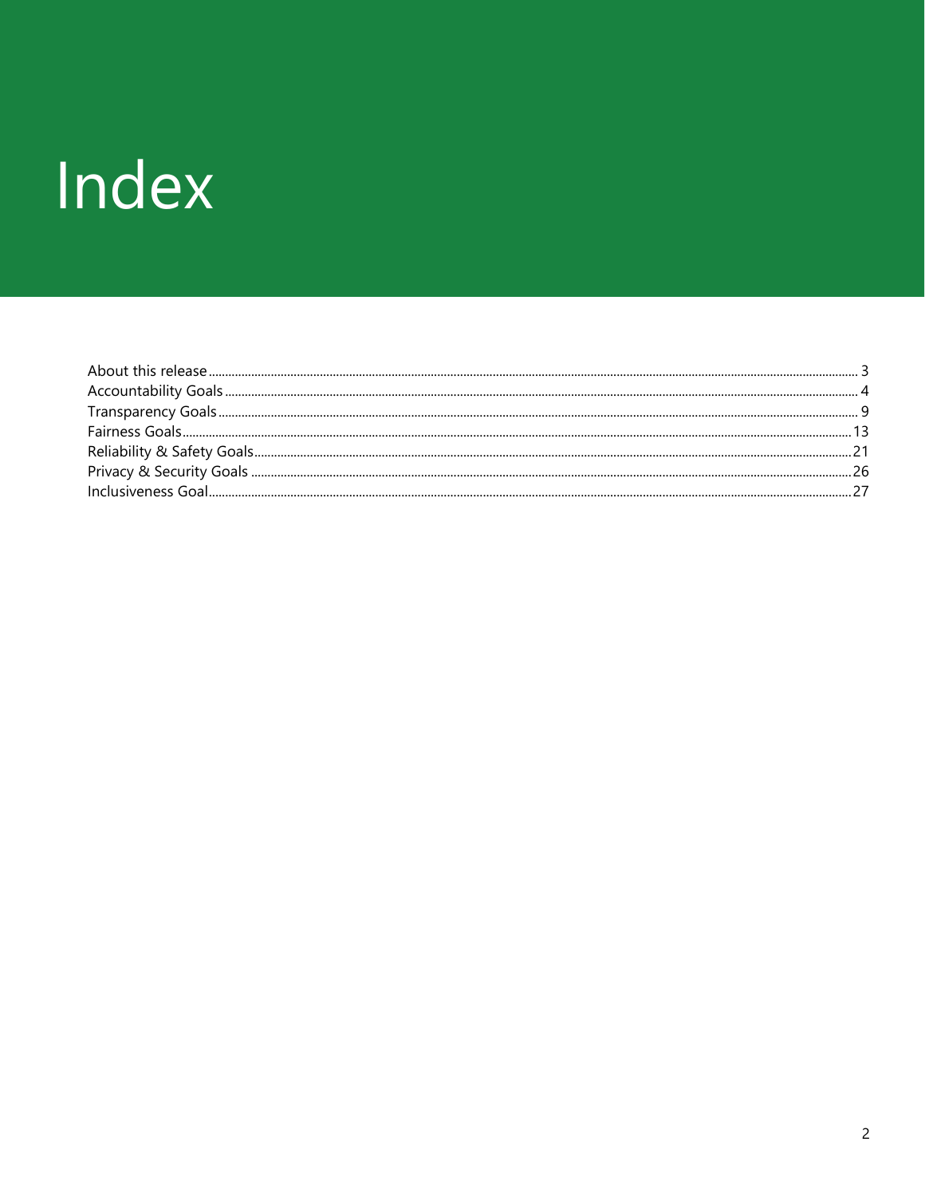# Index

About this release ........ 3
Accountability Goals ........ 4
Transparency Goals ........ 9
Fairness Goals ........ 13
Reliability & Safety Goals ........ 21
Privacy & Security Goals ........ 26
Inclusiveness Goal ........ 27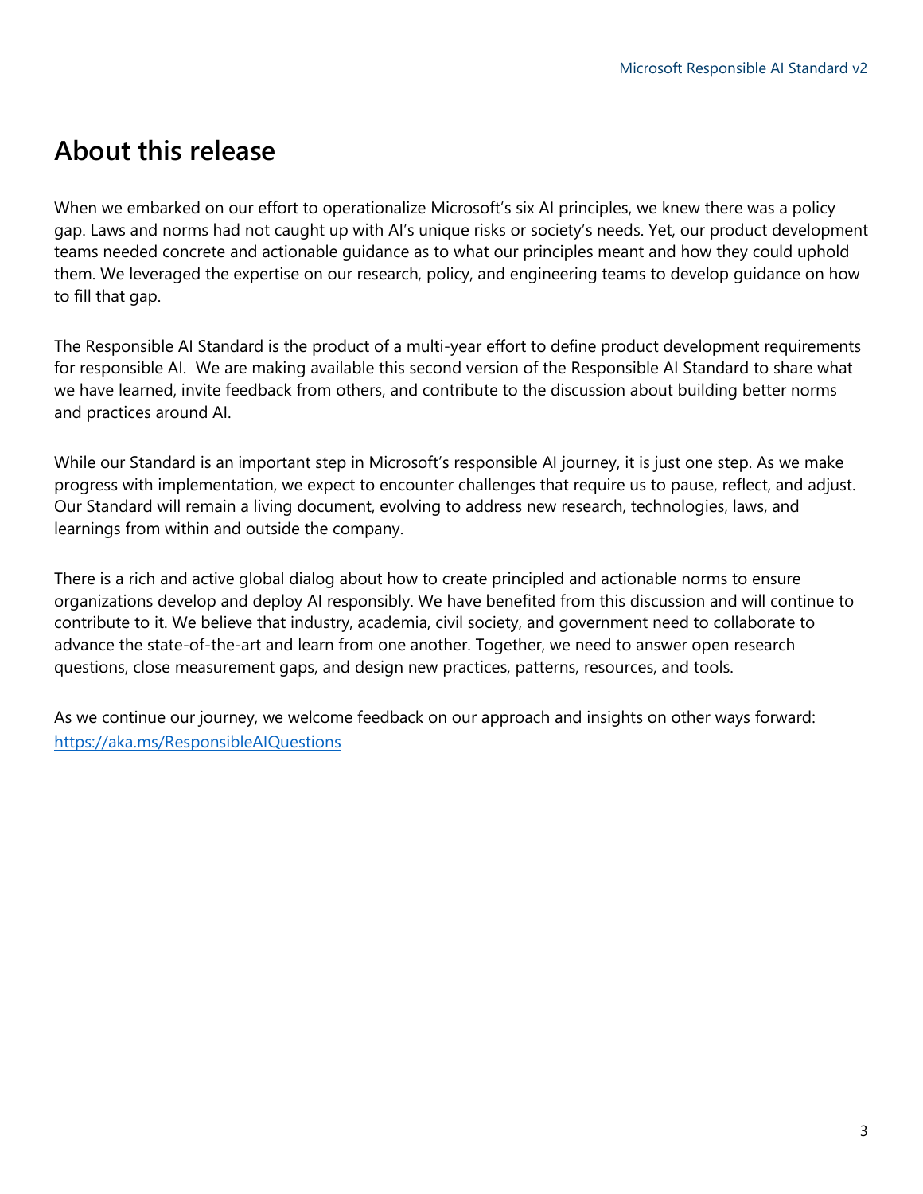## About this release

When we embarked on our effort to operationalize Microsoft's six AI principles, we knew there was a policy gap. Laws and norms had not caught up with AI's unique risks or society's needs. Yet, our product development teams needed concrete and actionable guidance as to what our principles meant and how they could uphold them. We leveraged the expertise on our research, policy, and engineering teams to develop guidance on how to fill that gap.

The Responsible AI Standard is the product of a multi-year effort to define product development requirements for responsible AI. We are making available this second version of the Responsible AI Standard to share what we have learned, invite feedback from others, and contribute to the discussion about building better norms and practices around AI.

While our Standard is an important step in Microsoft's responsible AI journey, it is just one step. As we make progress with implementation, we expect to encounter challenges that require us to pause, reflect, and adjust. Our Standard will remain a living document, evolving to address new research, technologies, laws, and learnings from within and outside the company.

There is a rich and active global dialog about how to create principled and actionable norms to ensure organizations develop and deploy AI responsibly. We have benefited from this discussion and will continue to contribute to it. We believe that industry, academia, civil society, and government need to collaborate to advance the state-of-the-art and learn from one another. Together, we need to answer open research questions, close measurement gaps, and design new practices, patterns, resources, and tools.

As we continue our journey, we welcome feedback on our approach and insights on other ways forward: [https://aka.ms/ResponsibleAIQuestions](https://aka.ms/ResponsibleAIQuestions)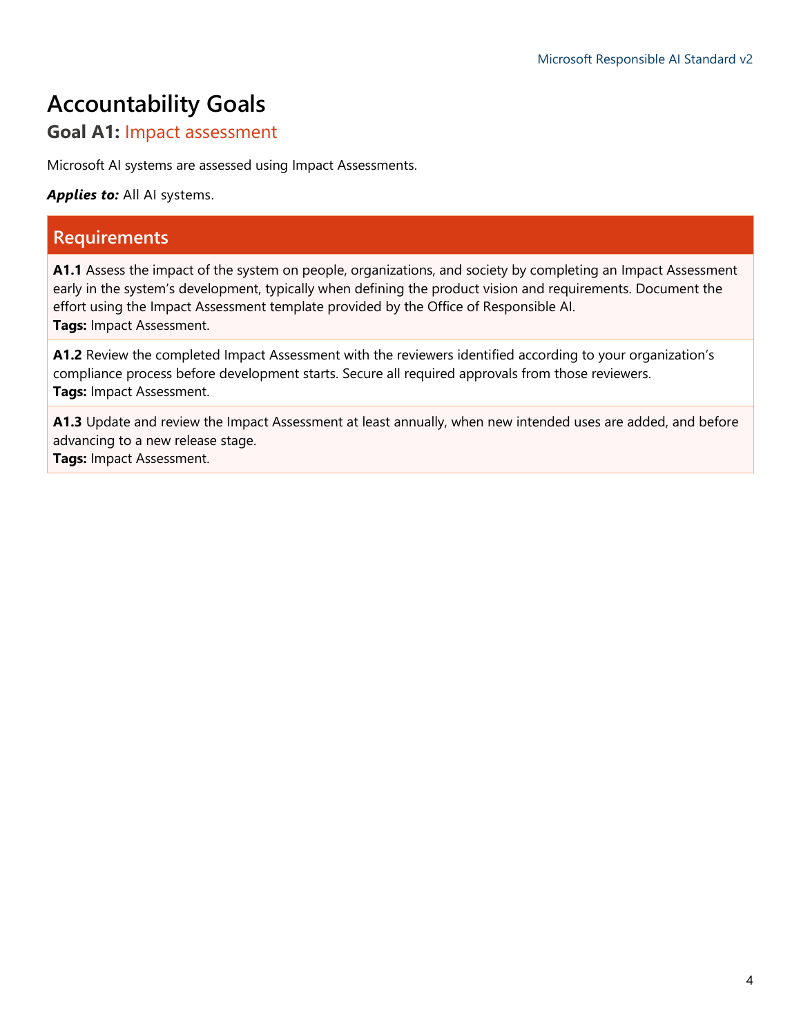# Accountability Goals

## Goal A1: Impact assessment

Microsoft AI systems are assessed using Impact Assessments.

***Applies to:*** All AI systems.

| Requirements |
|---|
| **A1.1** Assess the impact of the system on people, organizations, and society by completing an Impact Assessment early in the system's development, typically when defining the product vision and requirements. Document the effort using the Impact Assessment template provided by the Office of Responsible AI.<br>**Tags:** Impact Assessment. |
| **A1.2** Review the completed Impact Assessment with the reviewers identified according to your organization's compliance process before development starts. Secure all required approvals from those reviewers.<br>**Tags:** Impact Assessment. |
| **A1.3** Update and review the Impact Assessment at least annually, when new intended uses are added, and before advancing to a new release stage.<br>**Tags:** Impact Assessment. |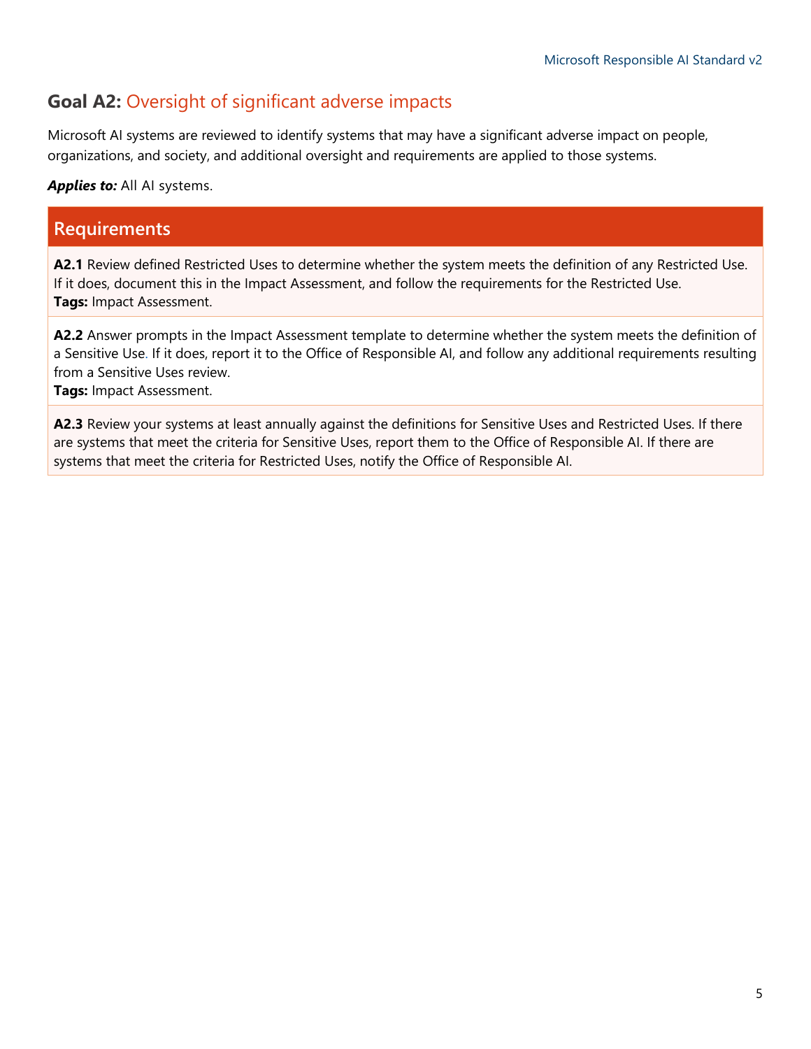## Goal A2: Oversight of significant adverse impacts

Microsoft AI systems are reviewed to identify systems that may have a significant adverse impact on people, organizations, and society, and additional oversight and requirements are applied to those systems.

***Applies to:*** All AI systems.

| Requirements |
| --- |
| **A2.1** Review defined Restricted Uses to determine whether the system meets the definition of any Restricted Use. If it does, document this in the Impact Assessment, and follow the requirements for the Restricted Use.<br>**Tags:** Impact Assessment. |
| **A2.2** Answer prompts in the Impact Assessment template to determine whether the system meets the definition of a Sensitive Use. If it does, report it to the Office of Responsible AI, and follow any additional requirements resulting from a Sensitive Uses review.<br>**Tags:** Impact Assessment. |
| **A2.3** Review your systems at least annually against the definitions for Sensitive Uses and Restricted Uses. If there are systems that meet the criteria for Sensitive Uses, report them to the Office of Responsible AI. If there are systems that meet the criteria for Restricted Uses, notify the Office of Responsible AI. |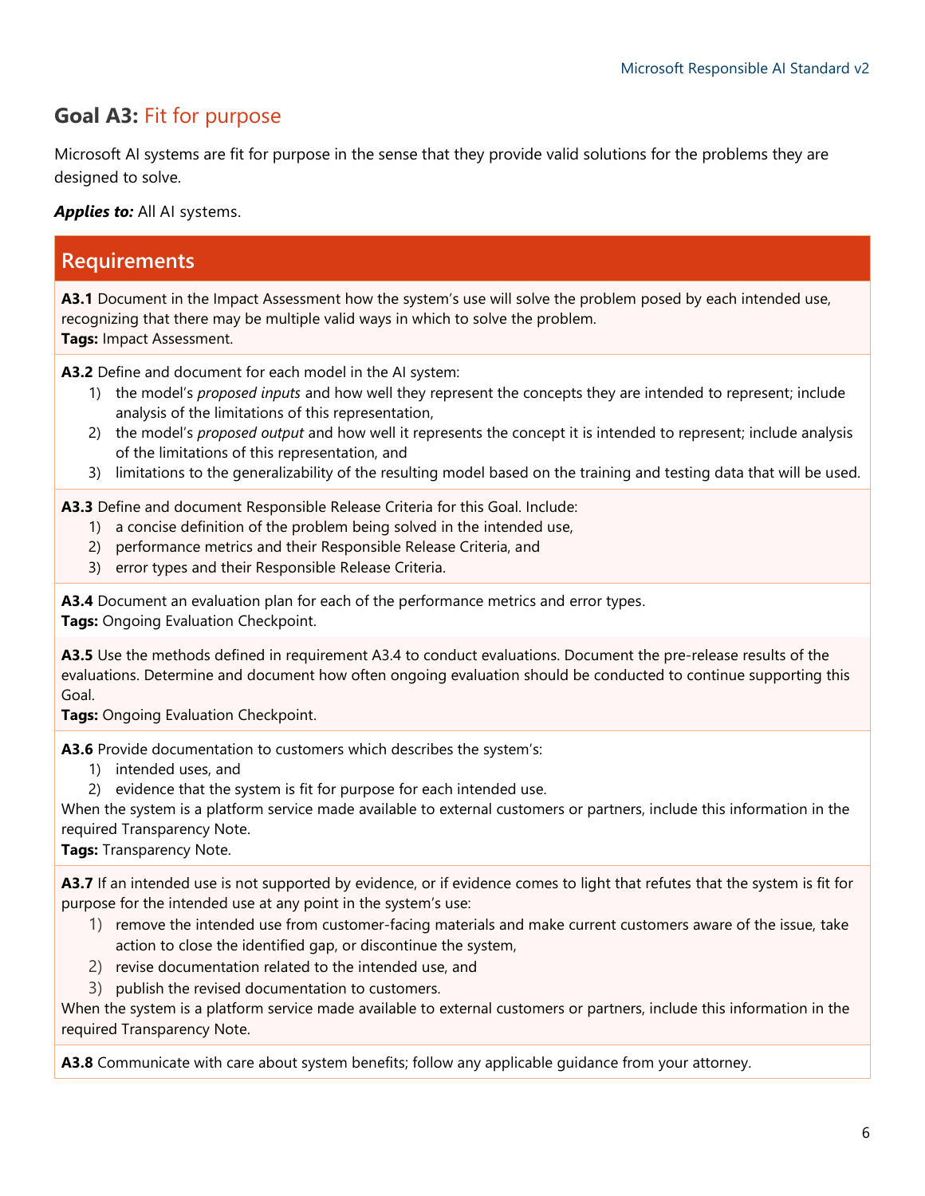## Goal A3: Fit for purpose

Microsoft AI systems are fit for purpose in the sense that they provide valid solutions for the problems they are designed to solve.

***Applies to:*** All AI systems.

### Requirements

**A3.1** Document in the Impact Assessment how the system's use will solve the problem posed by each intended use, recognizing that there may be multiple valid ways in which to solve the problem.
**Tags:** Impact Assessment.

**A3.2** Define and document for each model in the AI system:

1) the model's *proposed inputs* and how well they represent the concepts they are intended to represent; include analysis of the limitations of this representation,
2) the model's *proposed output* and how well it represents the concept it is intended to represent; include analysis of the limitations of this representation, and
3) limitations to the generalizability of the resulting model based on the training and testing data that will be used.

**A3.3** Define and document Responsible Release Criteria for this Goal. Include:

1) a concise definition of the problem being solved in the intended use,
2) performance metrics and their Responsible Release Criteria, and
3) error types and their Responsible Release Criteria.

**A3.4** Document an evaluation plan for each of the performance metrics and error types.
**Tags:** Ongoing Evaluation Checkpoint.

**A3.5** Use the methods defined in requirement A3.4 to conduct evaluations. Document the pre-release results of the evaluations. Determine and document how often ongoing evaluation should be conducted to continue supporting this Goal.
**Tags:** Ongoing Evaluation Checkpoint.

**A3.6** Provide documentation to customers which describes the system's:

1) intended uses, and
2) evidence that the system is fit for purpose for each intended use.

When the system is a platform service made available to external customers or partners, include this information in the required Transparency Note.
**Tags:** Transparency Note.

**A3.7** If an intended use is not supported by evidence, or if evidence comes to light that refutes that the system is fit for purpose for the intended use at any point in the system's use:

1) remove the intended use from customer-facing materials and make current customers aware of the issue, take action to close the identified gap, or discontinue the system,
2) revise documentation related to the intended use, and
3) publish the revised documentation to customers.

When the system is a platform service made available to external customers or partners, include this information in the required Transparency Note.

**A3.8** Communicate with care about system benefits; follow any applicable guidance from your attorney.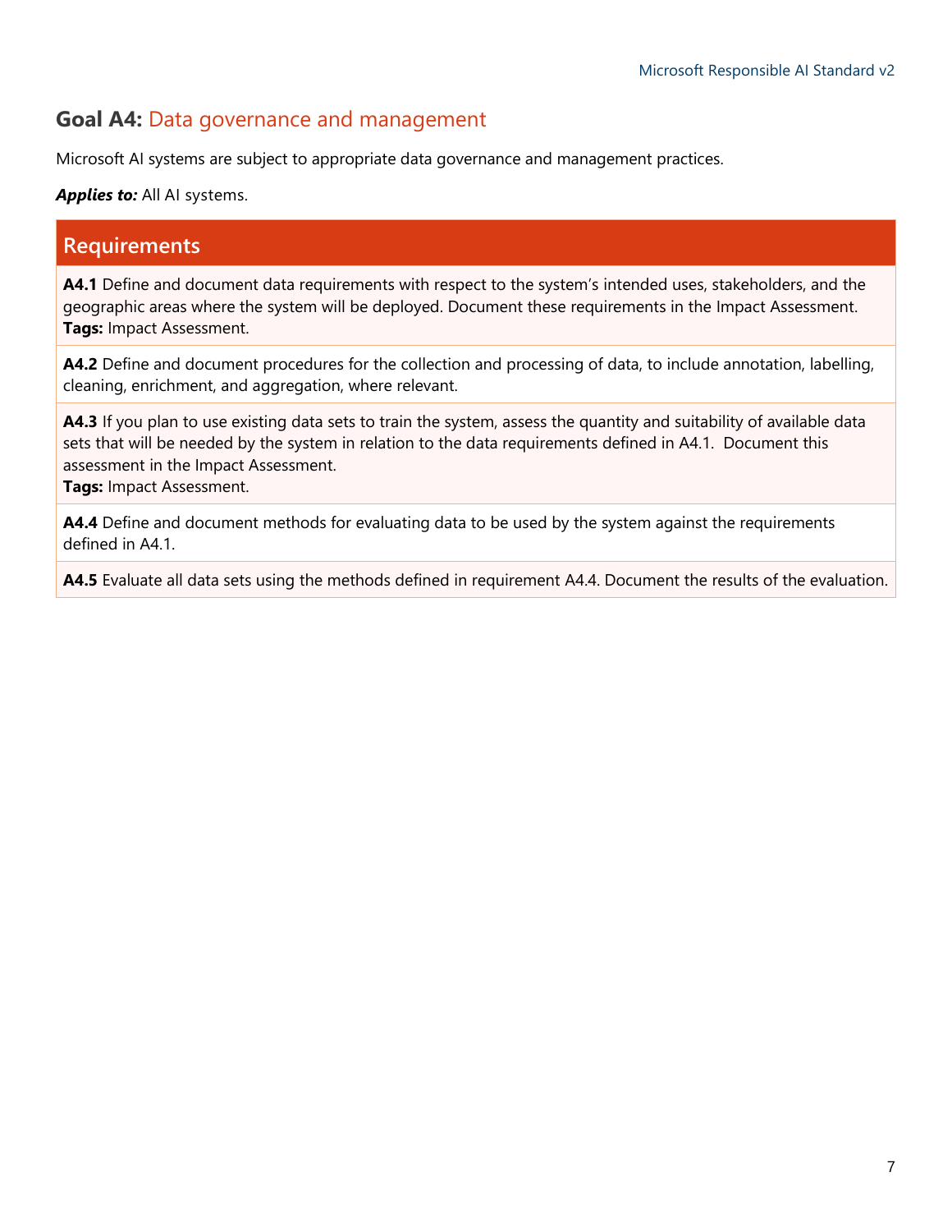## Goal A4: Data governance and management

Microsoft AI systems are subject to appropriate data governance and management practices.

***Applies to:*** All AI systems.

| Requirements |
| --- |
| **A4.1** Define and document data requirements with respect to the system's intended uses, stakeholders, and the geographic areas where the system will be deployed. Document these requirements in the Impact Assessment. **Tags:** Impact Assessment. |
| **A4.2** Define and document procedures for the collection and processing of data, to include annotation, labelling, cleaning, enrichment, and aggregation, where relevant. |
| **A4.3** If you plan to use existing data sets to train the system, assess the quantity and suitability of available data sets that will be needed by the system in relation to the data requirements defined in A4.1. Document this assessment in the Impact Assessment. **Tags:** Impact Assessment. |
| **A4.4** Define and document methods for evaluating data to be used by the system against the requirements defined in A4.1. |
| **A4.5** Evaluate all data sets using the methods defined in requirement A4.4. Document the results of the evaluation. |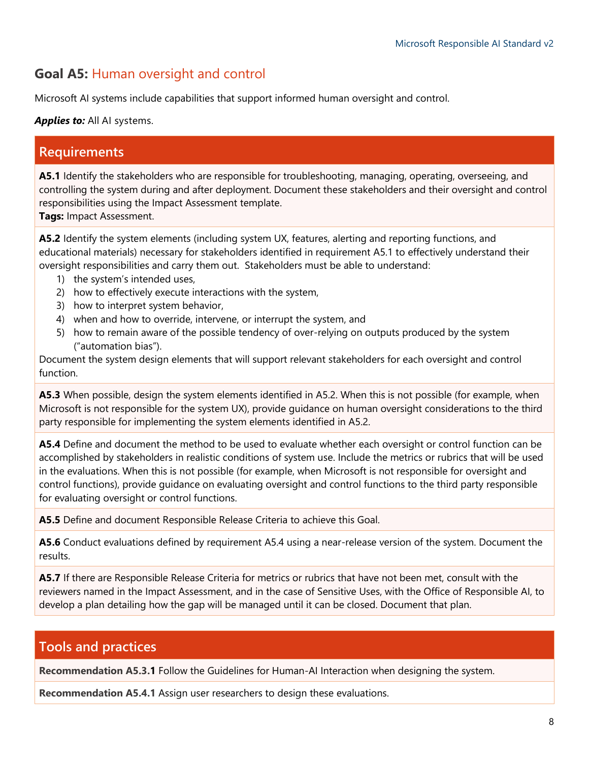## Goal A5: Human oversight and control

Microsoft AI systems include capabilities that support informed human oversight and control.

***Applies to:*** All AI systems.

### Requirements

**A5.1** Identify the stakeholders who are responsible for troubleshooting, managing, operating, overseeing, and controlling the system during and after deployment. Document these stakeholders and their oversight and control responsibilities using the Impact Assessment template.
**Tags:** Impact Assessment.

**A5.2** Identify the system elements (including system UX, features, alerting and reporting functions, and educational materials) necessary for stakeholders identified in requirement A5.1 to effectively understand their oversight responsibilities and carry them out. Stakeholders must be able to understand:

1) the system's intended uses,
2) how to effectively execute interactions with the system,
3) how to interpret system behavior,
4) when and how to override, intervene, or interrupt the system, and
5) how to remain aware of the possible tendency of over-relying on outputs produced by the system ("automation bias").

Document the system design elements that will support relevant stakeholders for each oversight and control function.

**A5.3** When possible, design the system elements identified in A5.2. When this is not possible (for example, when Microsoft is not responsible for the system UX), provide guidance on human oversight considerations to the third party responsible for implementing the system elements identified in A5.2.

**A5.4** Define and document the method to be used to evaluate whether each oversight or control function can be accomplished by stakeholders in realistic conditions of system use. Include the metrics or rubrics that will be used in the evaluations. When this is not possible (for example, when Microsoft is not responsible for oversight and control functions), provide guidance on evaluating oversight and control functions to the third party responsible for evaluating oversight or control functions.

**A5.5** Define and document Responsible Release Criteria to achieve this Goal.

**A5.6** Conduct evaluations defined by requirement A5.4 using a near-release version of the system. Document the results.

**A5.7** If there are Responsible Release Criteria for metrics or rubrics that have not been met, consult with the reviewers named in the Impact Assessment, and in the case of Sensitive Uses, with the Office of Responsible AI, to develop a plan detailing how the gap will be managed until it can be closed. Document that plan.

### Tools and practices

**Recommendation A5.3.1** Follow the Guidelines for Human-AI Interaction when designing the system.

**Recommendation A5.4.1** Assign user researchers to design these evaluations.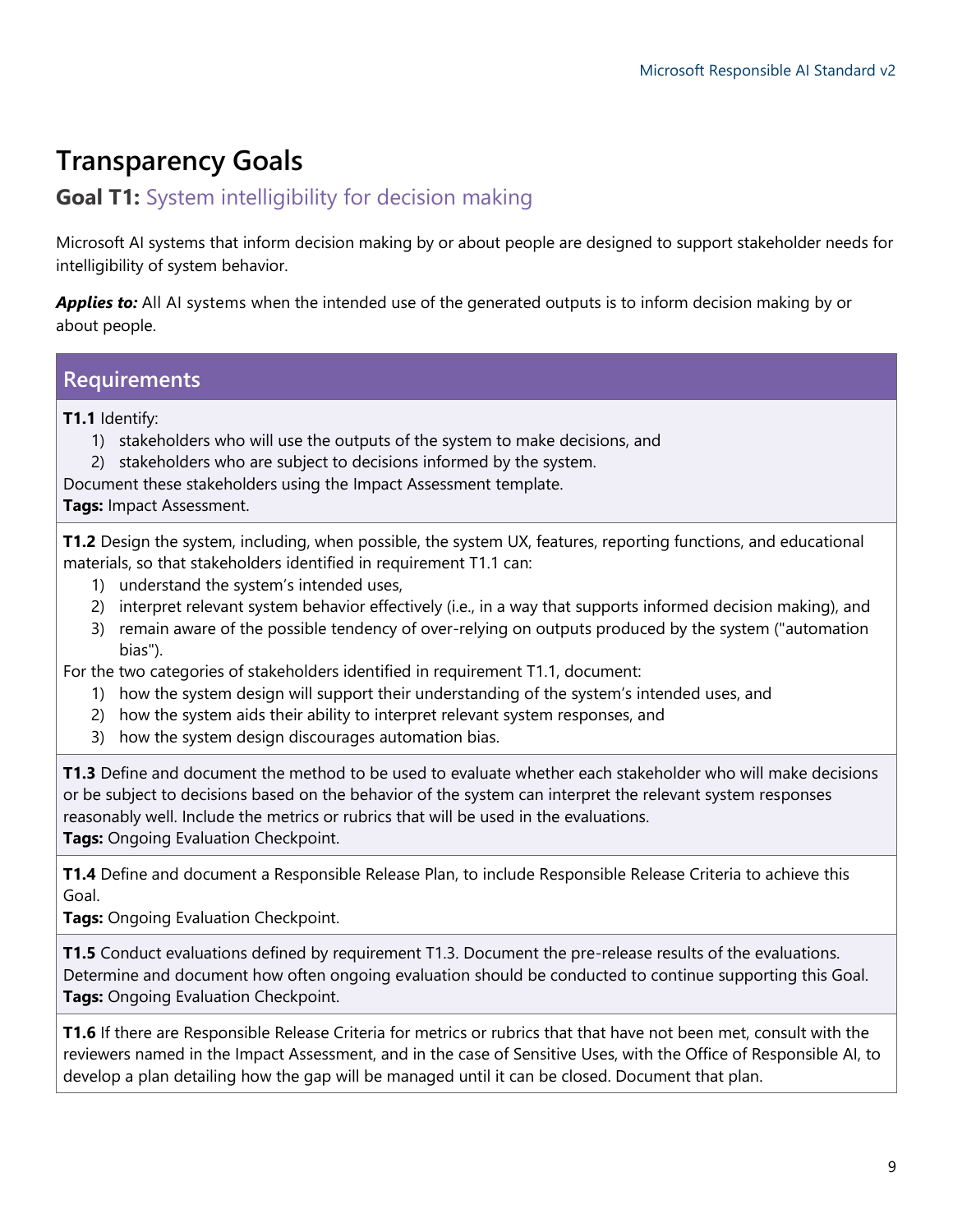# Transparency Goals

## Goal T1: System intelligibility for decision making

Microsoft AI systems that inform decision making by or about people are designed to support stakeholder needs for intelligibility of system behavior.

***Applies to:*** All AI systems when the intended use of the generated outputs is to inform decision making by or about people.

### Requirements

**T1.1** Identify:

1) stakeholders who will use the outputs of the system to make decisions, and
2) stakeholders who are subject to decisions informed by the system.

Document these stakeholders using the Impact Assessment template.
**Tags:** Impact Assessment.

**T1.2** Design the system, including, when possible, the system UX, features, reporting functions, and educational materials, so that stakeholders identified in requirement T1.1 can:

1) understand the system's intended uses,
2) interpret relevant system behavior effectively (i.e., in a way that supports informed decision making), and
3) remain aware of the possible tendency of over-relying on outputs produced by the system ("automation bias").

For the two categories of stakeholders identified in requirement T1.1, document:

1) how the system design will support their understanding of the system's intended uses, and
2) how the system aids their ability to interpret relevant system responses, and
3) how the system design discourages automation bias.

**T1.3** Define and document the method to be used to evaluate whether each stakeholder who will make decisions or be subject to decisions based on the behavior of the system can interpret the relevant system responses reasonably well. Include the metrics or rubrics that will be used in the evaluations.
**Tags:** Ongoing Evaluation Checkpoint.

**T1.4** Define and document a Responsible Release Plan, to include Responsible Release Criteria to achieve this Goal.
**Tags:** Ongoing Evaluation Checkpoint.

**T1.5** Conduct evaluations defined by requirement T1.3. Document the pre-release results of the evaluations. Determine and document how often ongoing evaluation should be conducted to continue supporting this Goal.
**Tags:** Ongoing Evaluation Checkpoint.

**T1.6** If there are Responsible Release Criteria for metrics or rubrics that that have not been met, consult with the reviewers named in the Impact Assessment, and in the case of Sensitive Uses, with the Office of Responsible AI, to develop a plan detailing how the gap will be managed until it can be closed. Document that plan.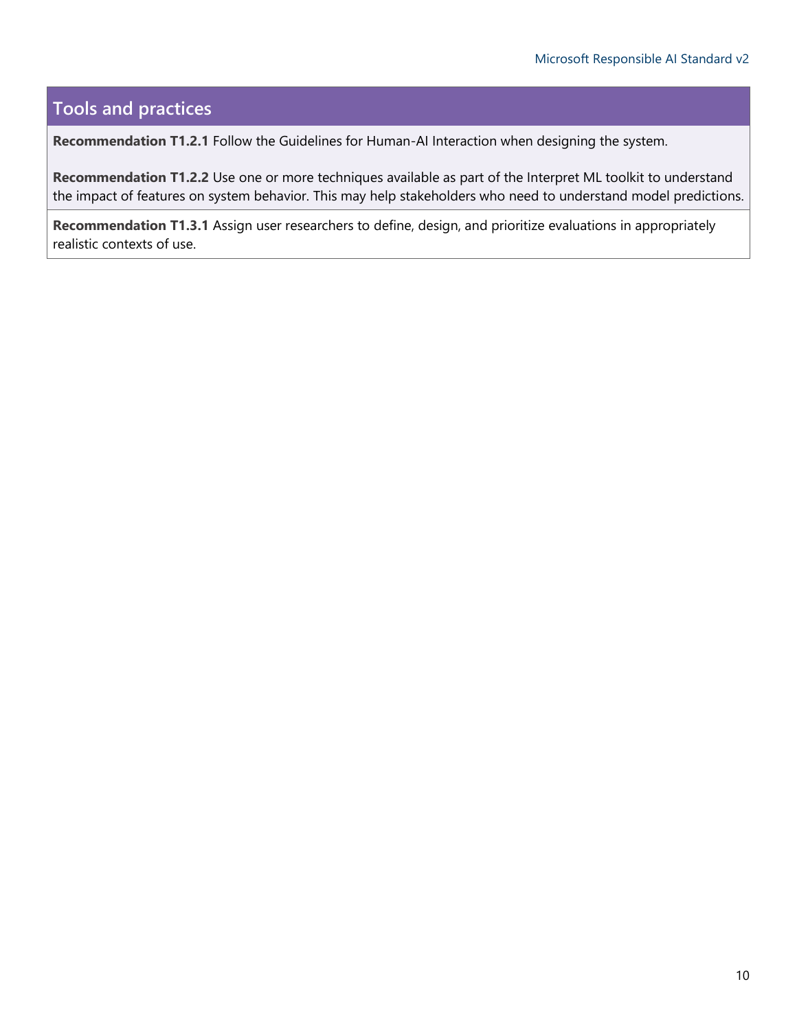## Tools and practices

**Recommendation T1.2.1** Follow the Guidelines for Human-AI Interaction when designing the system.

**Recommendation T1.2.2** Use one or more techniques available as part of the Interpret ML toolkit to understand the impact of features on system behavior. This may help stakeholders who need to understand model predictions.

**Recommendation T1.3.1** Assign user researchers to define, design, and prioritize evaluations in appropriately realistic contexts of use.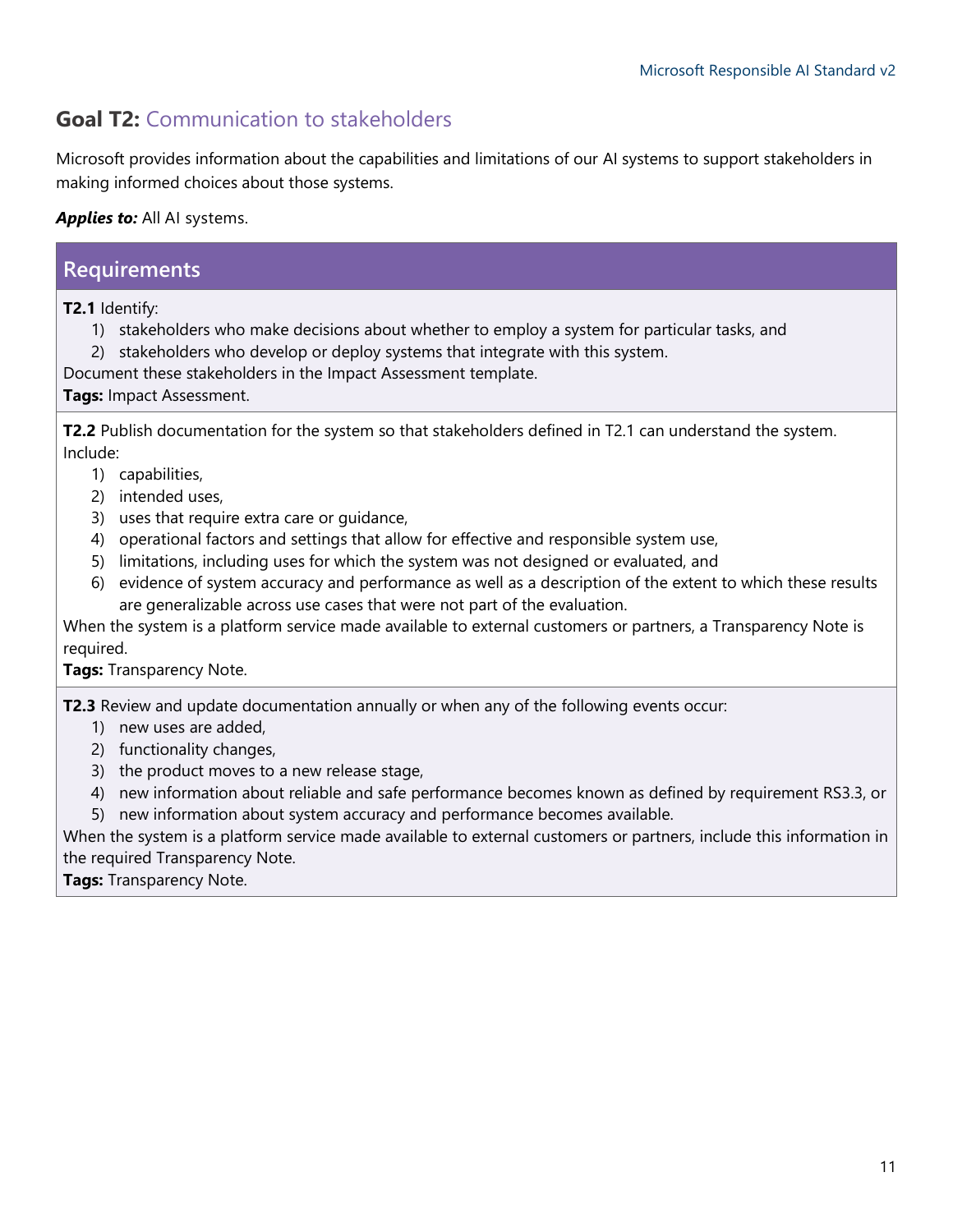## Goal T2: Communication to stakeholders

Microsoft provides information about the capabilities and limitations of our AI systems to support stakeholders in making informed choices about those systems.

***Applies to:*** All AI systems.

### Requirements

**T2.1** Identify:

1) stakeholders who make decisions about whether to employ a system for particular tasks, and
2) stakeholders who develop or deploy systems that integrate with this system.

Document these stakeholders in the Impact Assessment template.

**Tags:** Impact Assessment.

**T2.2** Publish documentation for the system so that stakeholders defined in T2.1 can understand the system. Include:

1) capabilities,
2) intended uses,
3) uses that require extra care or guidance,
4) operational factors and settings that allow for effective and responsible system use,
5) limitations, including uses for which the system was not designed or evaluated, and
6) evidence of system accuracy and performance as well as a description of the extent to which these results are generalizable across use cases that were not part of the evaluation.

When the system is a platform service made available to external customers or partners, a Transparency Note is required.

**Tags:** Transparency Note.

**T2.3** Review and update documentation annually or when any of the following events occur:

1) new uses are added,
2) functionality changes,
3) the product moves to a new release stage,
4) new information about reliable and safe performance becomes known as defined by requirement RS3.3, or
5) new information about system accuracy and performance becomes available.

When the system is a platform service made available to external customers or partners, include this information in the required Transparency Note.

**Tags:** Transparency Note.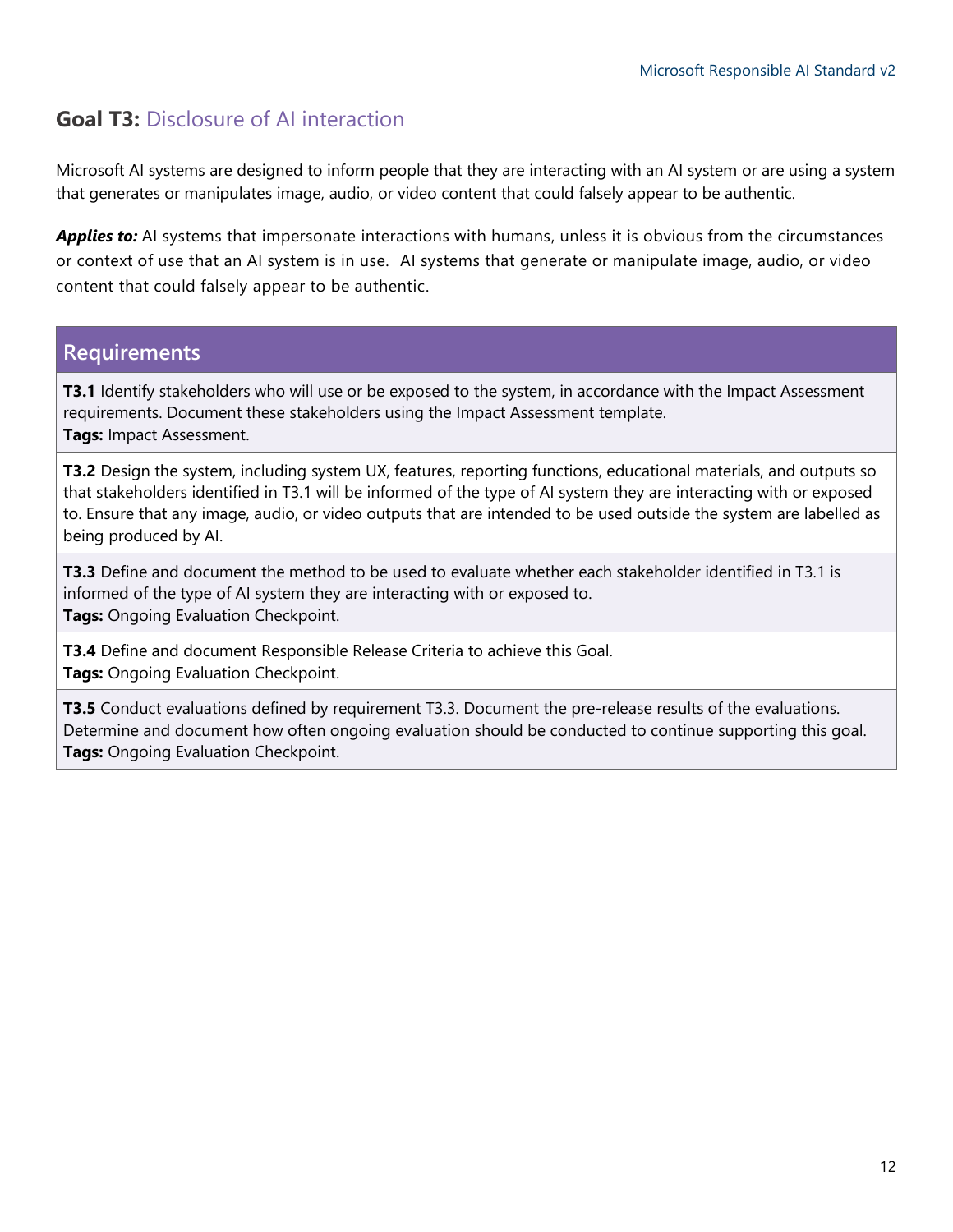## Goal T3: Disclosure of AI interaction

Microsoft AI systems are designed to inform people that they are interacting with an AI system or are using a system that generates or manipulates image, audio, or video content that could falsely appear to be authentic.

***Applies to:*** AI systems that impersonate interactions with humans, unless it is obvious from the circumstances or context of use that an AI system is in use. AI systems that generate or manipulate image, audio, or video content that could falsely appear to be authentic.

| Requirements |
|---|
| **T3.1** Identify stakeholders who will use or be exposed to the system, in accordance with the Impact Assessment requirements. Document these stakeholders using the Impact Assessment template.<br>**Tags:** Impact Assessment. |
| **T3.2** Design the system, including system UX, features, reporting functions, educational materials, and outputs so that stakeholders identified in T3.1 will be informed of the type of AI system they are interacting with or exposed to. Ensure that any image, audio, or video outputs that are intended to be used outside the system are labelled as being produced by AI. |
| **T3.3** Define and document the method to be used to evaluate whether each stakeholder identified in T3.1 is informed of the type of AI system they are interacting with or exposed to.<br>**Tags:** Ongoing Evaluation Checkpoint. |
| **T3.4** Define and document Responsible Release Criteria to achieve this Goal.<br>**Tags:** Ongoing Evaluation Checkpoint. |
| **T3.5** Conduct evaluations defined by requirement T3.3. Document the pre-release results of the evaluations. Determine and document how often ongoing evaluation should be conducted to continue supporting this goal.<br>**Tags:** Ongoing Evaluation Checkpoint. |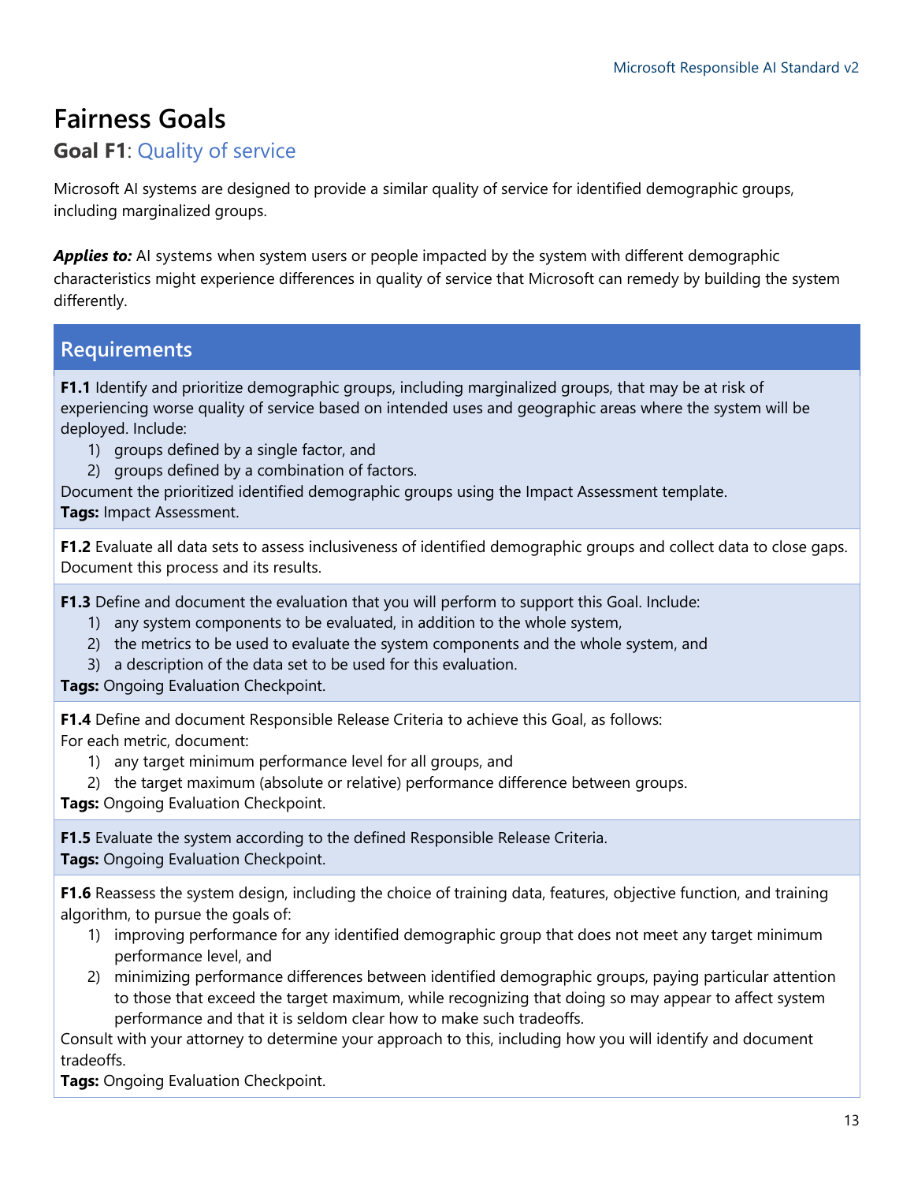# Fairness Goals

## Goal F1: Quality of service

Microsoft AI systems are designed to provide a similar quality of service for identified demographic groups, including marginalized groups.

***Applies to:*** AI systems when system users or people impacted by the system with different demographic characteristics might experience differences in quality of service that Microsoft can remedy by building the system differently.

### Requirements

**F1.1** Identify and prioritize demographic groups, including marginalized groups, that may be at risk of experiencing worse quality of service based on intended uses and geographic areas where the system will be deployed. Include:

1) groups defined by a single factor, and
2) groups defined by a combination of factors.

Document the prioritized identified demographic groups using the Impact Assessment template.
**Tags:** Impact Assessment.

**F1.2** Evaluate all data sets to assess inclusiveness of identified demographic groups and collect data to close gaps. Document this process and its results.

**F1.3** Define and document the evaluation that you will perform to support this Goal. Include:

1) any system components to be evaluated, in addition to the whole system,
2) the metrics to be used to evaluate the system components and the whole system, and
3) a description of the data set to be used for this evaluation.

**Tags:** Ongoing Evaluation Checkpoint.

**F1.4** Define and document Responsible Release Criteria to achieve this Goal, as follows:
For each metric, document:

1) any target minimum performance level for all groups, and
2) the target maximum (absolute or relative) performance difference between groups.

**Tags:** Ongoing Evaluation Checkpoint.

**F1.5** Evaluate the system according to the defined Responsible Release Criteria.
**Tags:** Ongoing Evaluation Checkpoint.

**F1.6** Reassess the system design, including the choice of training data, features, objective function, and training algorithm, to pursue the goals of:

1) improving performance for any identified demographic group that does not meet any target minimum performance level, and
2) minimizing performance differences between identified demographic groups, paying particular attention to those that exceed the target maximum, while recognizing that doing so may appear to affect system performance and that it is seldom clear how to make such tradeoffs.

Consult with your attorney to determine your approach to this, including how you will identify and document tradeoffs.
**Tags:** Ongoing Evaluation Checkpoint.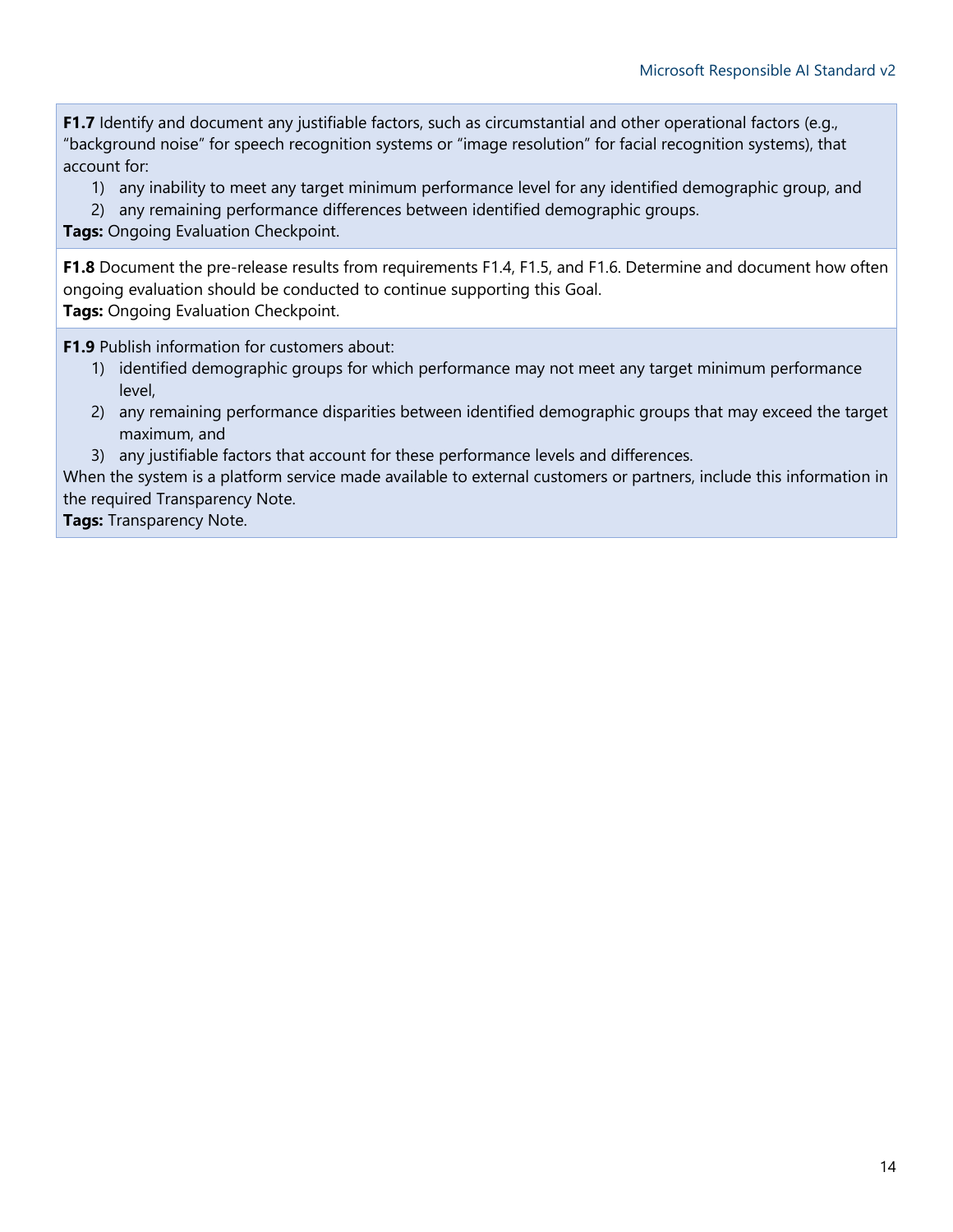**F1.7** Identify and document any justifiable factors, such as circumstantial and other operational factors (e.g., "background noise" for speech recognition systems or "image resolution" for facial recognition systems), that account for:

1) any inability to meet any target minimum performance level for any identified demographic group, and
2) any remaining performance differences between identified demographic groups.

**Tags:** Ongoing Evaluation Checkpoint.

**F1.8** Document the pre-release results from requirements F1.4, F1.5, and F1.6. Determine and document how often ongoing evaluation should be conducted to continue supporting this Goal.

**Tags:** Ongoing Evaluation Checkpoint.

**F1.9** Publish information for customers about:

1) identified demographic groups for which performance may not meet any target minimum performance level,
2) any remaining performance disparities between identified demographic groups that may exceed the target maximum, and
3) any justifiable factors that account for these performance levels and differences.

When the system is a platform service made available to external customers or partners, include this information in the required Transparency Note.

**Tags:** Transparency Note.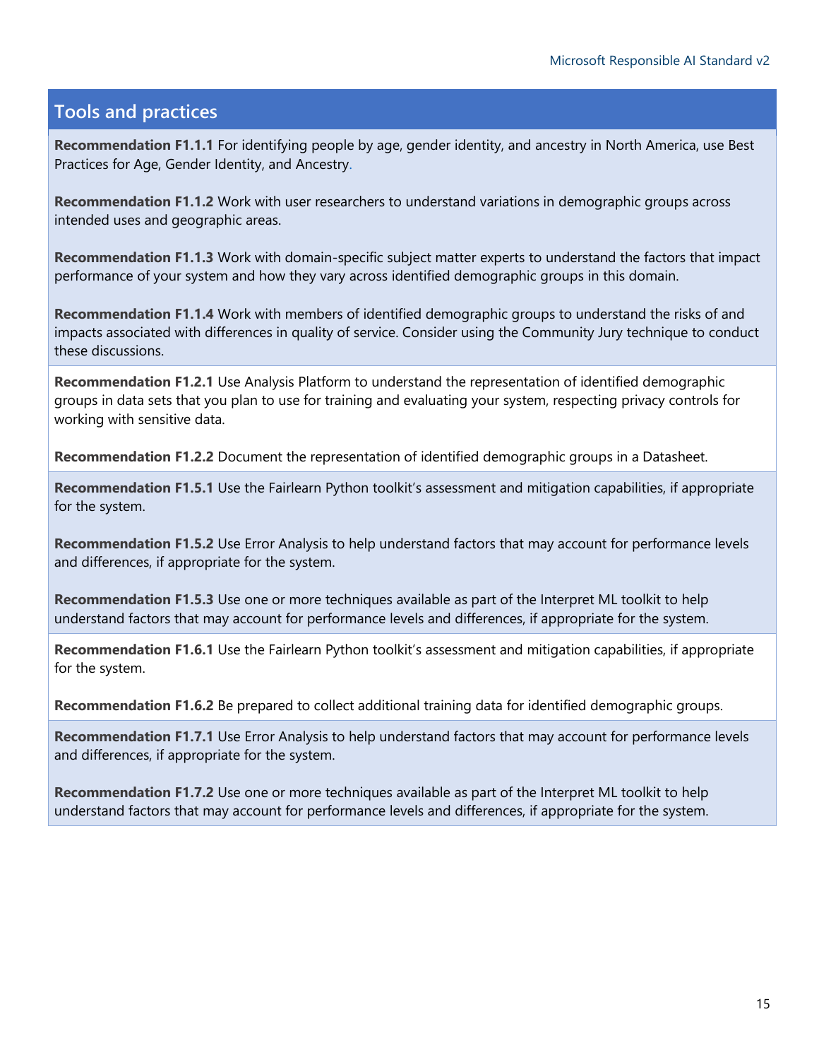## Tools and practices

**Recommendation F1.1.1** For identifying people by age, gender identity, and ancestry in North America, use Best Practices for Age, Gender Identity, and Ancestry.

**Recommendation F1.1.2** Work with user researchers to understand variations in demographic groups across intended uses and geographic areas.

**Recommendation F1.1.3** Work with domain-specific subject matter experts to understand the factors that impact performance of your system and how they vary across identified demographic groups in this domain.

**Recommendation F1.1.4** Work with members of identified demographic groups to understand the risks of and impacts associated with differences in quality of service. Consider using the Community Jury technique to conduct these discussions.

**Recommendation F1.2.1** Use Analysis Platform to understand the representation of identified demographic groups in data sets that you plan to use for training and evaluating your system, respecting privacy controls for working with sensitive data.

**Recommendation F1.2.2** Document the representation of identified demographic groups in a Datasheet.

**Recommendation F1.5.1** Use the Fairlearn Python toolkit's assessment and mitigation capabilities, if appropriate for the system.

**Recommendation F1.5.2** Use Error Analysis to help understand factors that may account for performance levels and differences, if appropriate for the system.

**Recommendation F1.5.3** Use one or more techniques available as part of the Interpret ML toolkit to help understand factors that may account for performance levels and differences, if appropriate for the system.

**Recommendation F1.6.1** Use the Fairlearn Python toolkit's assessment and mitigation capabilities, if appropriate for the system.

**Recommendation F1.6.2** Be prepared to collect additional training data for identified demographic groups.

**Recommendation F1.7.1** Use Error Analysis to help understand factors that may account for performance levels and differences, if appropriate for the system.

**Recommendation F1.7.2** Use one or more techniques available as part of the Interpret ML toolkit to help understand factors that may account for performance levels and differences, if appropriate for the system.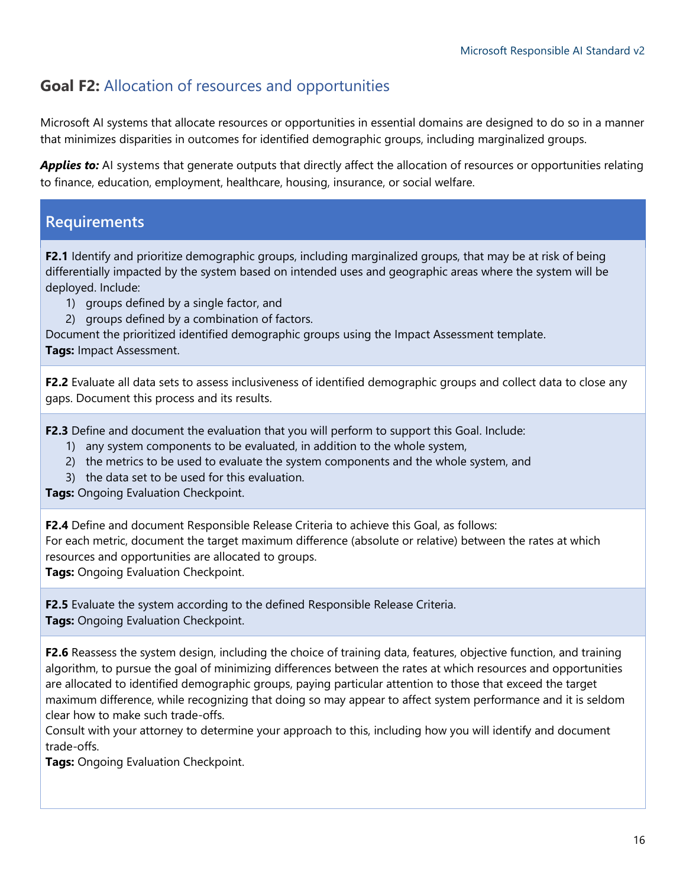## Goal F2: Allocation of resources and opportunities

Microsoft AI systems that allocate resources or opportunities in essential domains are designed to do so in a manner that minimizes disparities in outcomes for identified demographic groups, including marginalized groups.

***Applies to:*** AI systems that generate outputs that directly affect the allocation of resources or opportunities relating to finance, education, employment, healthcare, housing, insurance, or social welfare.

### Requirements

**F2.1** Identify and prioritize demographic groups, including marginalized groups, that may be at risk of being differentially impacted by the system based on intended uses and geographic areas where the system will be deployed. Include:

1) groups defined by a single factor, and
2) groups defined by a combination of factors.

Document the prioritized identified demographic groups using the Impact Assessment template.
**Tags:** Impact Assessment.

**F2.2** Evaluate all data sets to assess inclusiveness of identified demographic groups and collect data to close any gaps. Document this process and its results.

**F2.3** Define and document the evaluation that you will perform to support this Goal. Include:

1) any system components to be evaluated, in addition to the whole system,
2) the metrics to be used to evaluate the system components and the whole system, and
3) the data set to be used for this evaluation.

**Tags:** Ongoing Evaluation Checkpoint.

**F2.4** Define and document Responsible Release Criteria to achieve this Goal, as follows:
For each metric, document the target maximum difference (absolute or relative) between the rates at which resources and opportunities are allocated to groups.
**Tags:** Ongoing Evaluation Checkpoint.

**F2.5** Evaluate the system according to the defined Responsible Release Criteria.
**Tags:** Ongoing Evaluation Checkpoint.

**F2.6** Reassess the system design, including the choice of training data, features, objective function, and training algorithm, to pursue the goal of minimizing differences between the rates at which resources and opportunities are allocated to identified demographic groups, paying particular attention to those that exceed the target maximum difference, while recognizing that doing so may appear to affect system performance and it is seldom clear how to make such trade-offs.
Consult with your attorney to determine your approach to this, including how you will identify and document trade-offs.
**Tags:** Ongoing Evaluation Checkpoint.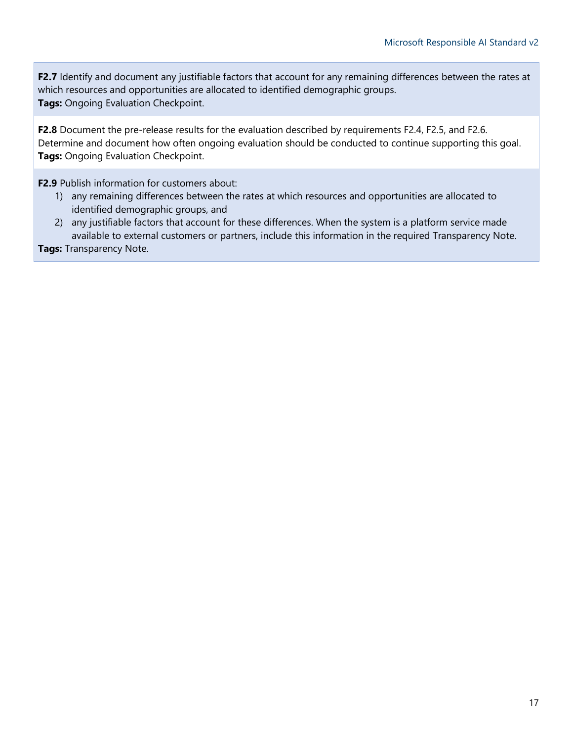**F2.7** Identify and document any justifiable factors that account for any remaining differences between the rates at which resources and opportunities are allocated to identified demographic groups.
**Tags:** Ongoing Evaluation Checkpoint.

**F2.8** Document the pre-release results for the evaluation described by requirements F2.4, F2.5, and F2.6. Determine and document how often ongoing evaluation should be conducted to continue supporting this goal.
**Tags:** Ongoing Evaluation Checkpoint.

**F2.9** Publish information for customers about:

1) any remaining differences between the rates at which resources and opportunities are allocated to identified demographic groups, and
2) any justifiable factors that account for these differences. When the system is a platform service made available to external customers or partners, include this information in the required Transparency Note.

**Tags:** Transparency Note.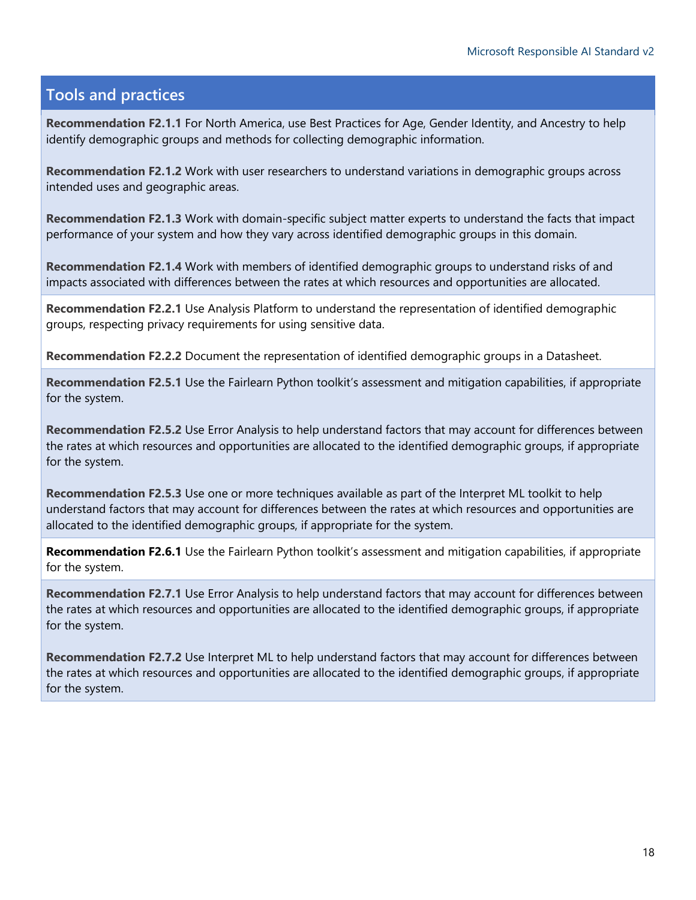## Tools and practices

**Recommendation F2.1.1** For North America, use Best Practices for Age, Gender Identity, and Ancestry to help identify demographic groups and methods for collecting demographic information.

**Recommendation F2.1.2** Work with user researchers to understand variations in demographic groups across intended uses and geographic areas.

**Recommendation F2.1.3** Work with domain-specific subject matter experts to understand the facts that impact performance of your system and how they vary across identified demographic groups in this domain.

**Recommendation F2.1.4** Work with members of identified demographic groups to understand risks of and impacts associated with differences between the rates at which resources and opportunities are allocated.

**Recommendation F2.2.1** Use Analysis Platform to understand the representation of identified demographic groups, respecting privacy requirements for using sensitive data.

**Recommendation F2.2.2** Document the representation of identified demographic groups in a Datasheet.

**Recommendation F2.5.1** Use the Fairlearn Python toolkit's assessment and mitigation capabilities, if appropriate for the system.

**Recommendation F2.5.2** Use Error Analysis to help understand factors that may account for differences between the rates at which resources and opportunities are allocated to the identified demographic groups, if appropriate for the system.

**Recommendation F2.5.3** Use one or more techniques available as part of the Interpret ML toolkit to help understand factors that may account for differences between the rates at which resources and opportunities are allocated to the identified demographic groups, if appropriate for the system.

**Recommendation F2.6.1** Use the Fairlearn Python toolkit's assessment and mitigation capabilities, if appropriate for the system.

**Recommendation F2.7.1** Use Error Analysis to help understand factors that may account for differences between the rates at which resources and opportunities are allocated to the identified demographic groups, if appropriate for the system.

**Recommendation F2.7.2** Use Interpret ML to help understand factors that may account for differences between the rates at which resources and opportunities are allocated to the identified demographic groups, if appropriate for the system.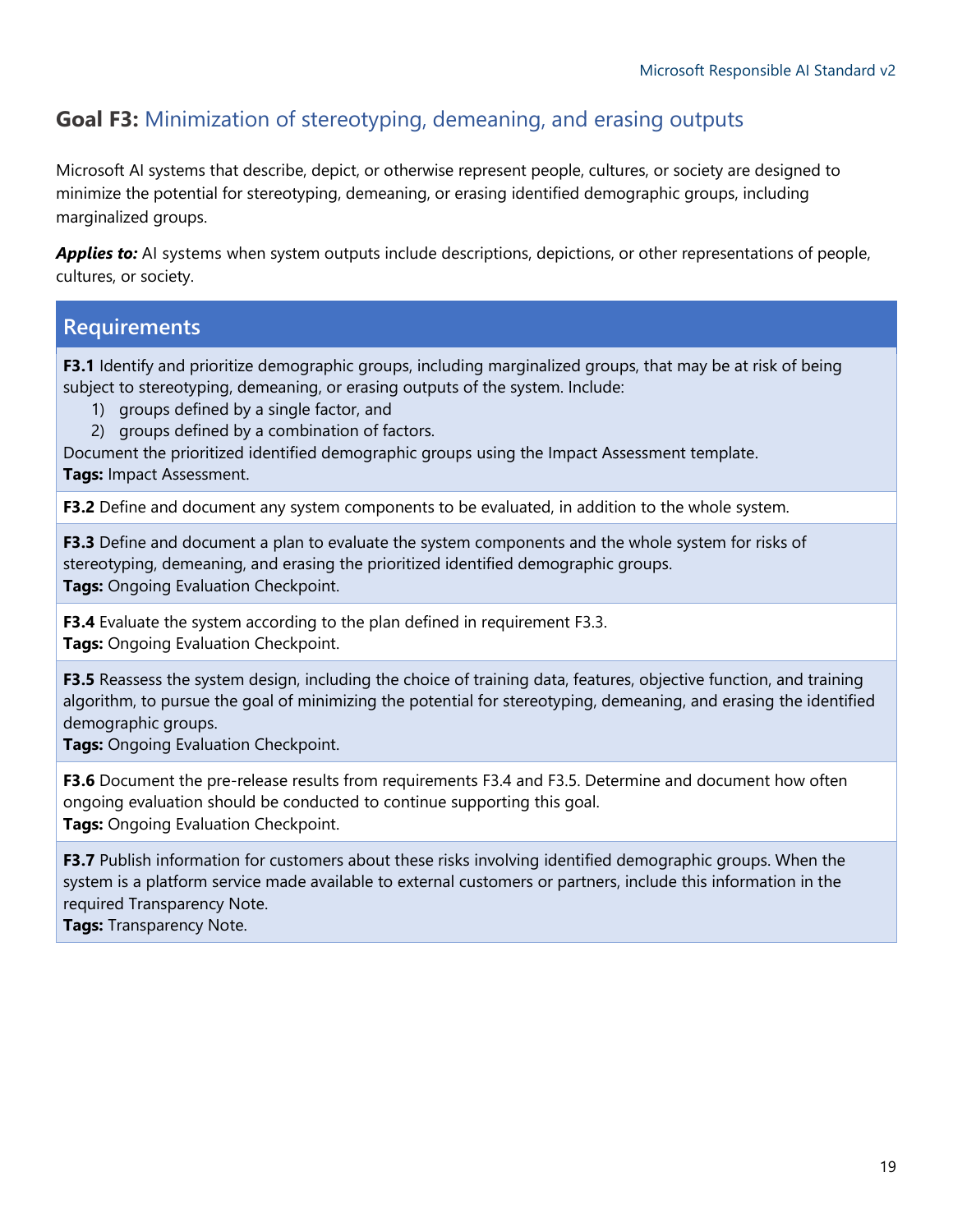## **Goal F3:** Minimization of stereotyping, demeaning, and erasing outputs

Microsoft AI systems that describe, depict, or otherwise represent people, cultures, or society are designed to minimize the potential for stereotyping, demeaning, or erasing identified demographic groups, including marginalized groups.

***Applies to:*** AI systems when system outputs include descriptions, depictions, or other representations of people, cultures, or society.

### Requirements

**F3.1** Identify and prioritize demographic groups, including marginalized groups, that may be at risk of being subject to stereotyping, demeaning, or erasing outputs of the system. Include:

1) groups defined by a single factor, and
2) groups defined by a combination of factors.

Document the prioritized identified demographic groups using the Impact Assessment template.
**Tags:** Impact Assessment.

**F3.2** Define and document any system components to be evaluated, in addition to the whole system.

**F3.3** Define and document a plan to evaluate the system components and the whole system for risks of stereotyping, demeaning, and erasing the prioritized identified demographic groups.
**Tags:** Ongoing Evaluation Checkpoint.

**F3.4** Evaluate the system according to the plan defined in requirement F3.3.
**Tags:** Ongoing Evaluation Checkpoint.

**F3.5** Reassess the system design, including the choice of training data, features, objective function, and training algorithm, to pursue the goal of minimizing the potential for stereotyping, demeaning, and erasing the identified demographic groups.
**Tags:** Ongoing Evaluation Checkpoint.

**F3.6** Document the pre-release results from requirements F3.4 and F3.5. Determine and document how often ongoing evaluation should be conducted to continue supporting this goal.
**Tags:** Ongoing Evaluation Checkpoint.

**F3.7** Publish information for customers about these risks involving identified demographic groups. When the system is a platform service made available to external customers or partners, include this information in the required Transparency Note.
**Tags:** Transparency Note.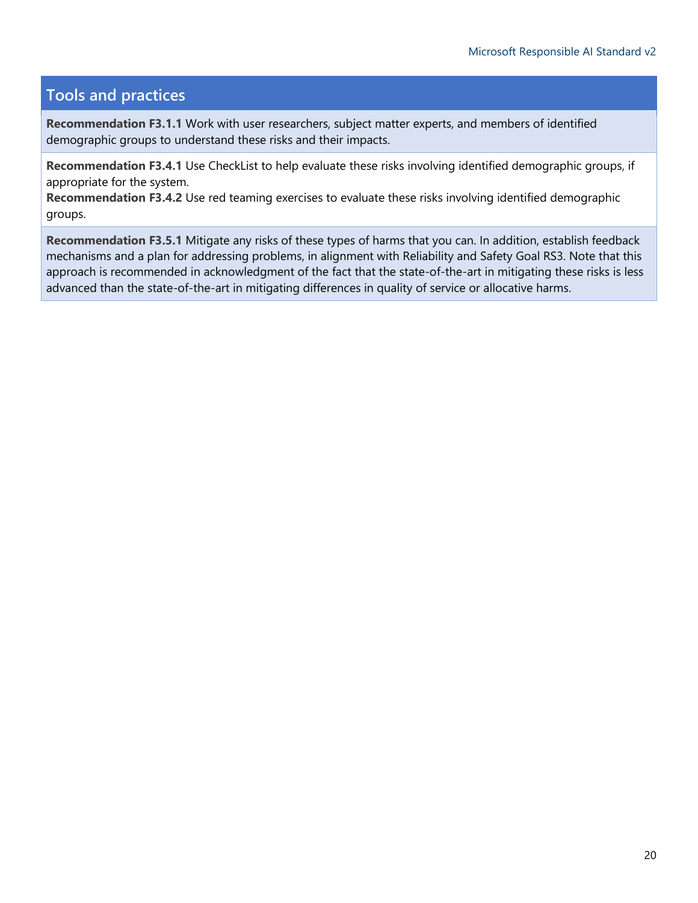## Tools and practices

**Recommendation F3.1.1** Work with user researchers, subject matter experts, and members of identified demographic groups to understand these risks and their impacts.

**Recommendation F3.4.1** Use CheckList to help evaluate these risks involving identified demographic groups, if appropriate for the system.
**Recommendation F3.4.2** Use red teaming exercises to evaluate these risks involving identified demographic groups.

**Recommendation F3.5.1** Mitigate any risks of these types of harms that you can. In addition, establish feedback mechanisms and a plan for addressing problems, in alignment with Reliability and Safety Goal RS3. Note that this approach is recommended in acknowledgment of the fact that the state-of-the-art in mitigating these risks is less advanced than the state-of-the-art in mitigating differences in quality of service or allocative harms.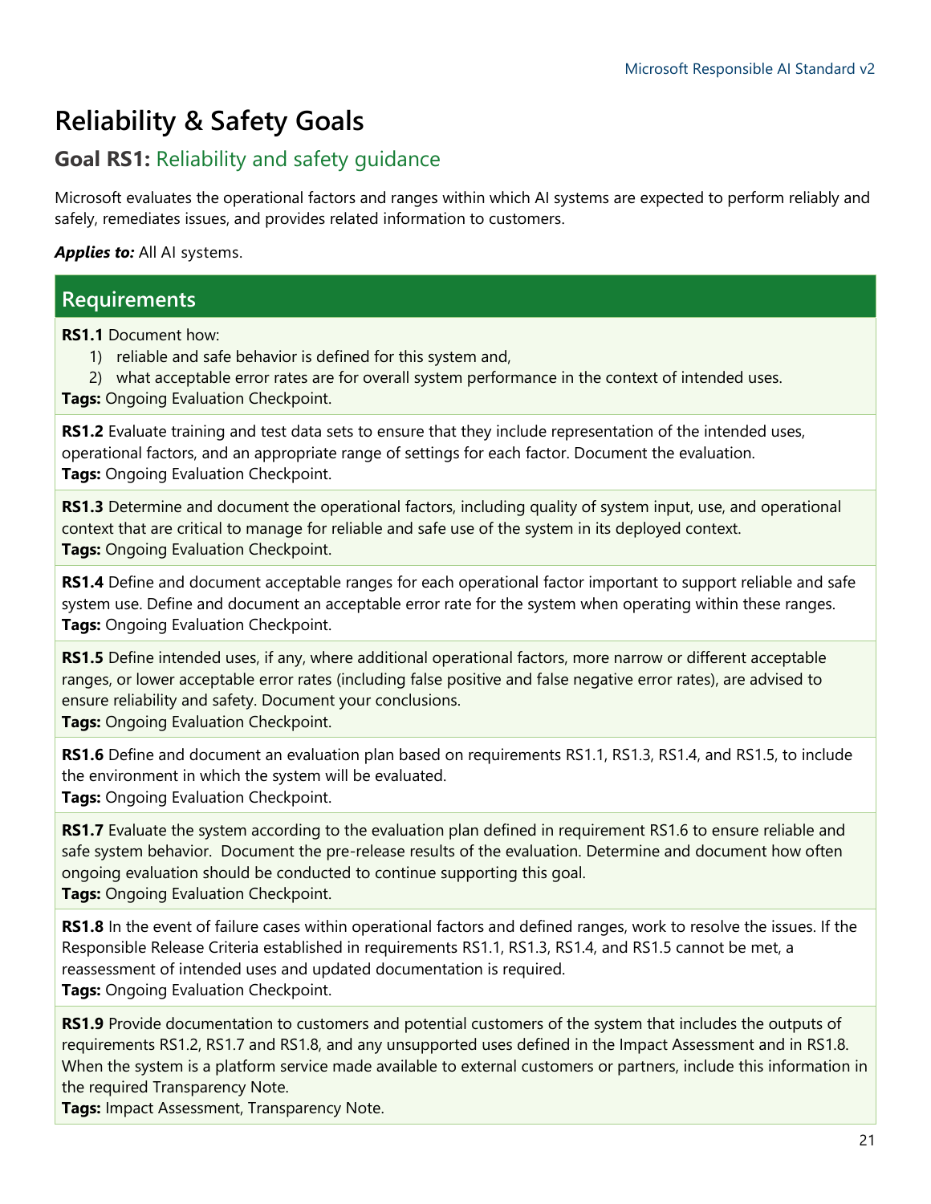# Reliability & Safety Goals

## Goal RS1: Reliability and safety guidance

Microsoft evaluates the operational factors and ranges within which AI systems are expected to perform reliably and safely, remediates issues, and provides related information to customers.

***Applies to:*** All AI systems.

### Requirements

**RS1.1** Document how:

1) reliable and safe behavior is defined for this system and,
2) what acceptable error rates are for overall system performance in the context of intended uses.

**Tags:** Ongoing Evaluation Checkpoint.

**RS1.2** Evaluate training and test data sets to ensure that they include representation of the intended uses, operational factors, and an appropriate range of settings for each factor. Document the evaluation.
**Tags:** Ongoing Evaluation Checkpoint.

**RS1.3** Determine and document the operational factors, including quality of system input, use, and operational context that are critical to manage for reliable and safe use of the system in its deployed context.
**Tags:** Ongoing Evaluation Checkpoint.

**RS1.4** Define and document acceptable ranges for each operational factor important to support reliable and safe system use. Define and document an acceptable error rate for the system when operating within these ranges.
**Tags:** Ongoing Evaluation Checkpoint.

**RS1.5** Define intended uses, if any, where additional operational factors, more narrow or different acceptable ranges, or lower acceptable error rates (including false positive and false negative error rates), are advised to ensure reliability and safety. Document your conclusions.
**Tags:** Ongoing Evaluation Checkpoint.

**RS1.6** Define and document an evaluation plan based on requirements RS1.1, RS1.3, RS1.4, and RS1.5, to include the environment in which the system will be evaluated.
**Tags:** Ongoing Evaluation Checkpoint.

**RS1.7** Evaluate the system according to the evaluation plan defined in requirement RS1.6 to ensure reliable and safe system behavior. Document the pre-release results of the evaluation. Determine and document how often ongoing evaluation should be conducted to continue supporting this goal.
**Tags:** Ongoing Evaluation Checkpoint.

**RS1.8** In the event of failure cases within operational factors and defined ranges, work to resolve the issues. If the Responsible Release Criteria established in requirements RS1.1, RS1.3, RS1.4, and RS1.5 cannot be met, a reassessment of intended uses and updated documentation is required.
**Tags:** Ongoing Evaluation Checkpoint.

**RS1.9** Provide documentation to customers and potential customers of the system that includes the outputs of requirements RS1.2, RS1.7 and RS1.8, and any unsupported uses defined in the Impact Assessment and in RS1.8. When the system is a platform service made available to external customers or partners, include this information in the required Transparency Note.
**Tags:** Impact Assessment, Transparency Note.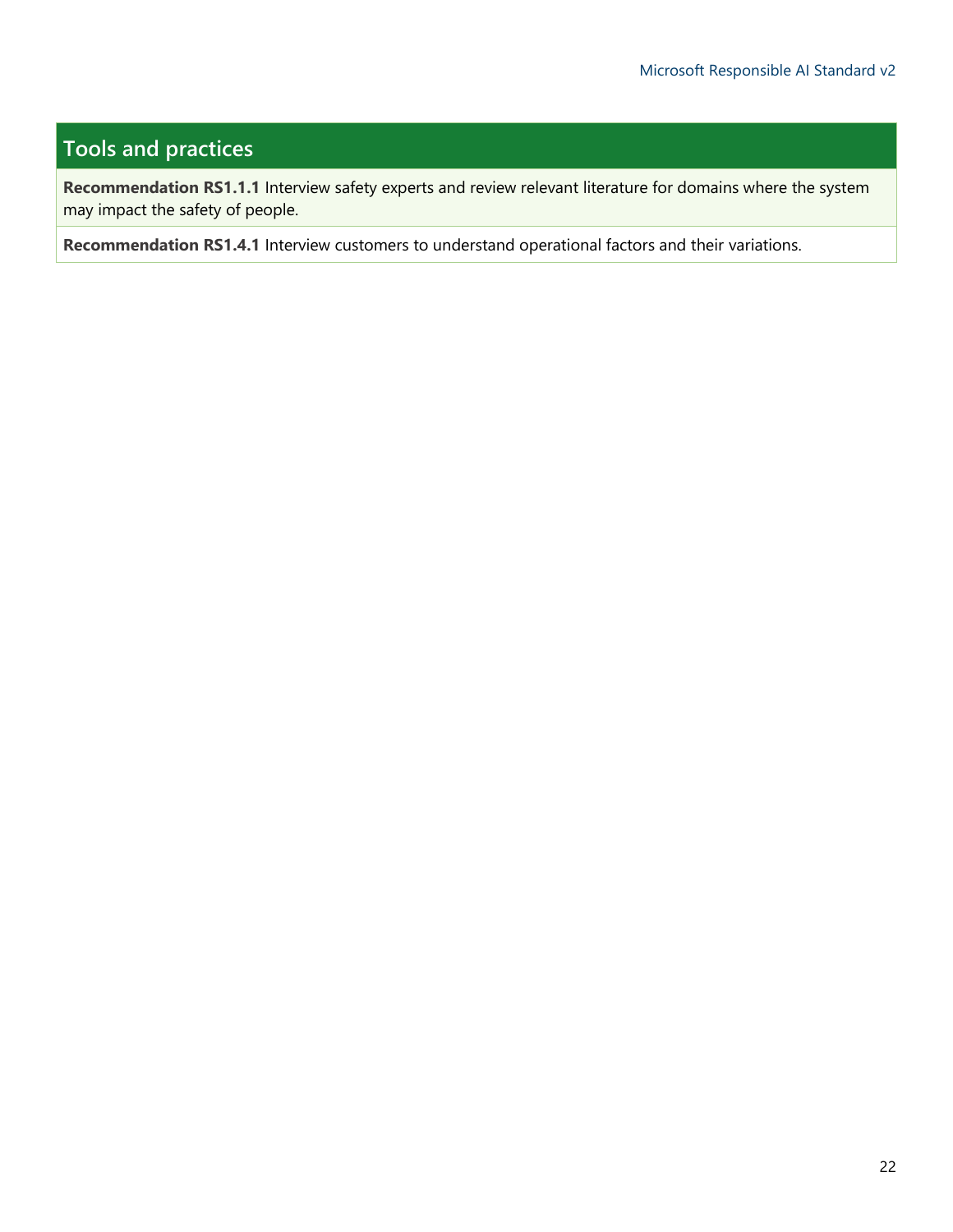## Tools and practices

**Recommendation RS1.1.1** Interview safety experts and review relevant literature for domains where the system may impact the safety of people.

**Recommendation RS1.4.1** Interview customers to understand operational factors and their variations.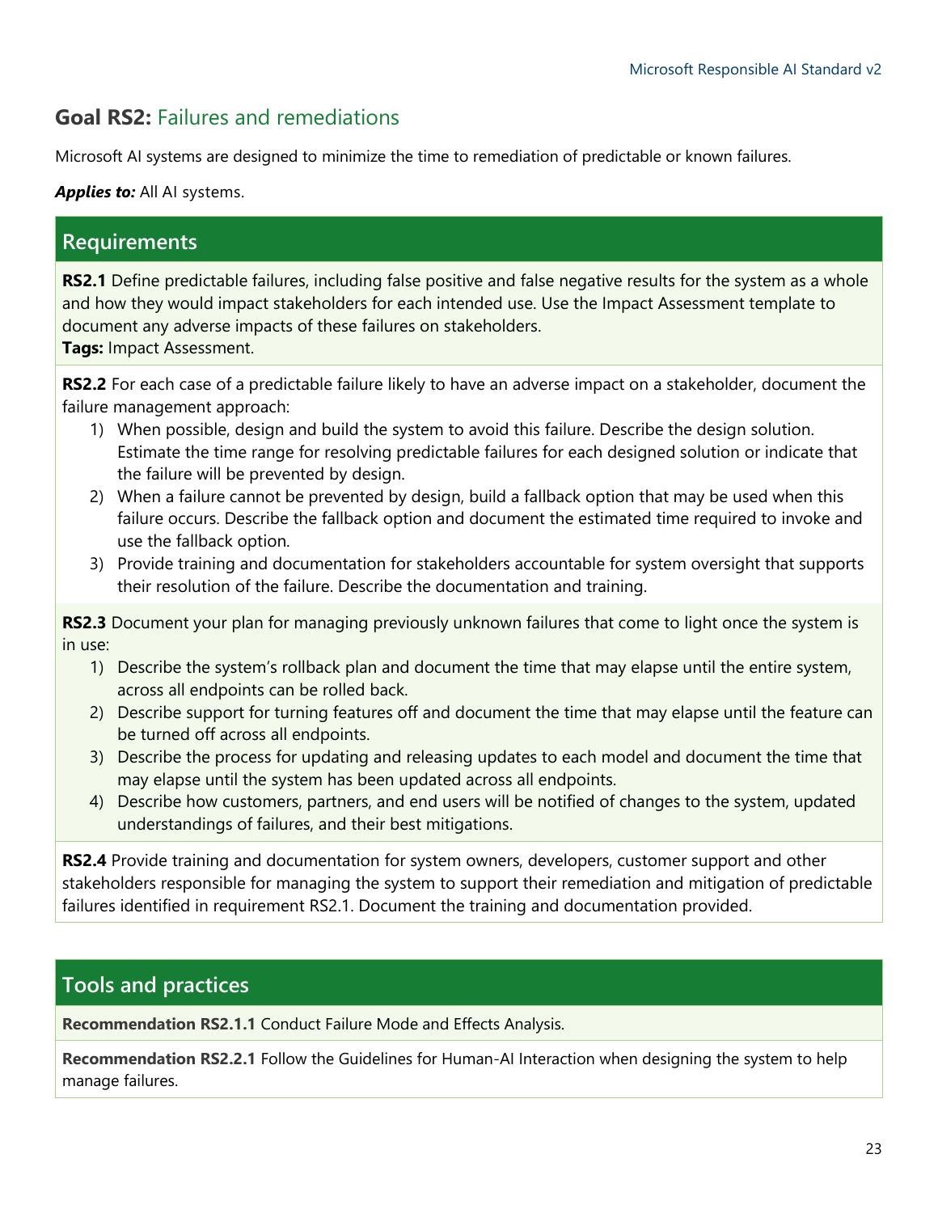## **Goal RS2:** Failures and remediations

Microsoft AI systems are designed to minimize the time to remediation of predictable or known failures.

***Applies to:*** All AI systems.

### Requirements

**RS2.1** Define predictable failures, including false positive and false negative results for the system as a whole and how they would impact stakeholders for each intended use. Use the Impact Assessment template to document any adverse impacts of these failures on stakeholders.
**Tags:** Impact Assessment.

**RS2.2** For each case of a predictable failure likely to have an adverse impact on a stakeholder, document the failure management approach:

1) When possible, design and build the system to avoid this failure. Describe the design solution. Estimate the time range for resolving predictable failures for each designed solution or indicate that the failure will be prevented by design.
2) When a failure cannot be prevented by design, build a fallback option that may be used when this failure occurs. Describe the fallback option and document the estimated time required to invoke and use the fallback option.
3) Provide training and documentation for stakeholders accountable for system oversight that supports their resolution of the failure. Describe the documentation and training.

**RS2.3** Document your plan for managing previously unknown failures that come to light once the system is in use:

1) Describe the system's rollback plan and document the time that may elapse until the entire system, across all endpoints can be rolled back.
2) Describe support for turning features off and document the time that may elapse until the feature can be turned off across all endpoints.
3) Describe the process for updating and releasing updates to each model and document the time that may elapse until the system has been updated across all endpoints.
4) Describe how customers, partners, and end users will be notified of changes to the system, updated understandings of failures, and their best mitigations.

**RS2.4** Provide training and documentation for system owners, developers, customer support and other stakeholders responsible for managing the system to support their remediation and mitigation of predictable failures identified in requirement RS2.1. Document the training and documentation provided.

### Tools and practices

**Recommendation RS2.1.1** Conduct Failure Mode and Effects Analysis.

**Recommendation RS2.2.1** Follow the Guidelines for Human-AI Interaction when designing the system to help manage failures.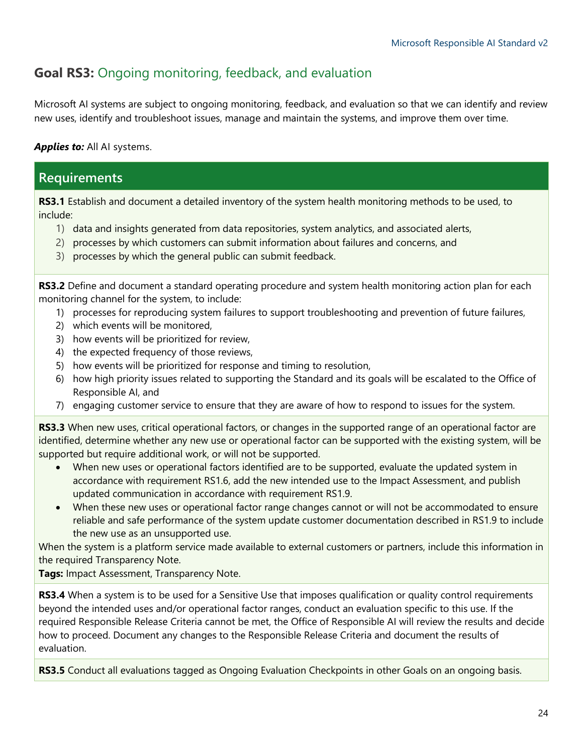## Goal RS3: Ongoing monitoring, feedback, and evaluation

Microsoft AI systems are subject to ongoing monitoring, feedback, and evaluation so that we can identify and review new uses, identify and troubleshoot issues, manage and maintain the systems, and improve them over time.

***Applies to:*** All AI systems.

### Requirements

**RS3.1** Establish and document a detailed inventory of the system health monitoring methods to be used, to include:

1) data and insights generated from data repositories, system analytics, and associated alerts,
2) processes by which customers can submit information about failures and concerns, and
3) processes by which the general public can submit feedback.

**RS3.2** Define and document a standard operating procedure and system health monitoring action plan for each monitoring channel for the system, to include:

1) processes for reproducing system failures to support troubleshooting and prevention of future failures,
2) which events will be monitored,
3) how events will be prioritized for review,
4) the expected frequency of those reviews,
5) how events will be prioritized for response and timing to resolution,
6) how high priority issues related to supporting the Standard and its goals will be escalated to the Office of Responsible AI, and
7) engaging customer service to ensure that they are aware of how to respond to issues for the system.

**RS3.3** When new uses, critical operational factors, or changes in the supported range of an operational factor are identified, determine whether any new use or operational factor can be supported with the existing system, will be supported but require additional work, or will not be supported.

- When new uses or operational factors identified are to be supported, evaluate the updated system in accordance with requirement RS1.6, add the new intended use to the Impact Assessment, and publish updated communication in accordance with requirement RS1.9.
- When these new uses or operational factor range changes cannot or will not be accommodated to ensure reliable and safe performance of the system update customer documentation described in RS1.9 to include the new use as an unsupported use.

When the system is a platform service made available to external customers or partners, include this information in the required Transparency Note.

**Tags:** Impact Assessment, Transparency Note.

**RS3.4** When a system is to be used for a Sensitive Use that imposes qualification or quality control requirements beyond the intended uses and/or operational factor ranges, conduct an evaluation specific to this use. If the required Responsible Release Criteria cannot be met, the Office of Responsible AI will review the results and decide how to proceed. Document any changes to the Responsible Release Criteria and document the results of evaluation.

**RS3.5** Conduct all evaluations tagged as Ongoing Evaluation Checkpoints in other Goals on an ongoing basis.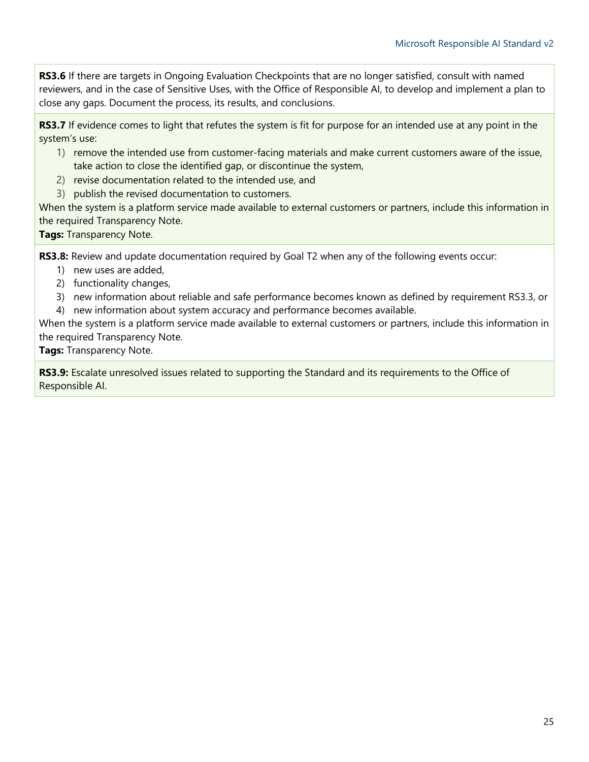**RS3.6** If there are targets in Ongoing Evaluation Checkpoints that are no longer satisfied, consult with named reviewers, and in the case of Sensitive Uses, with the Office of Responsible AI, to develop and implement a plan to close any gaps. Document the process, its results, and conclusions.

**RS3.7** If evidence comes to light that refutes the system is fit for purpose for an intended use at any point in the system's use:

1) remove the intended use from customer-facing materials and make current customers aware of the issue, take action to close the identified gap, or discontinue the system,
2) revise documentation related to the intended use, and
3) publish the revised documentation to customers.

When the system is a platform service made available to external customers or partners, include this information in the required Transparency Note.
**Tags:** Transparency Note.

**RS3.8:** Review and update documentation required by Goal T2 when any of the following events occur:

1) new uses are added,
2) functionality changes,
3) new information about reliable and safe performance becomes known as defined by requirement RS3.3, or
4) new information about system accuracy and performance becomes available.

When the system is a platform service made available to external customers or partners, include this information in the required Transparency Note.
**Tags:** Transparency Note.

**RS3.9:** Escalate unresolved issues related to supporting the Standard and its requirements to the Office of Responsible AI.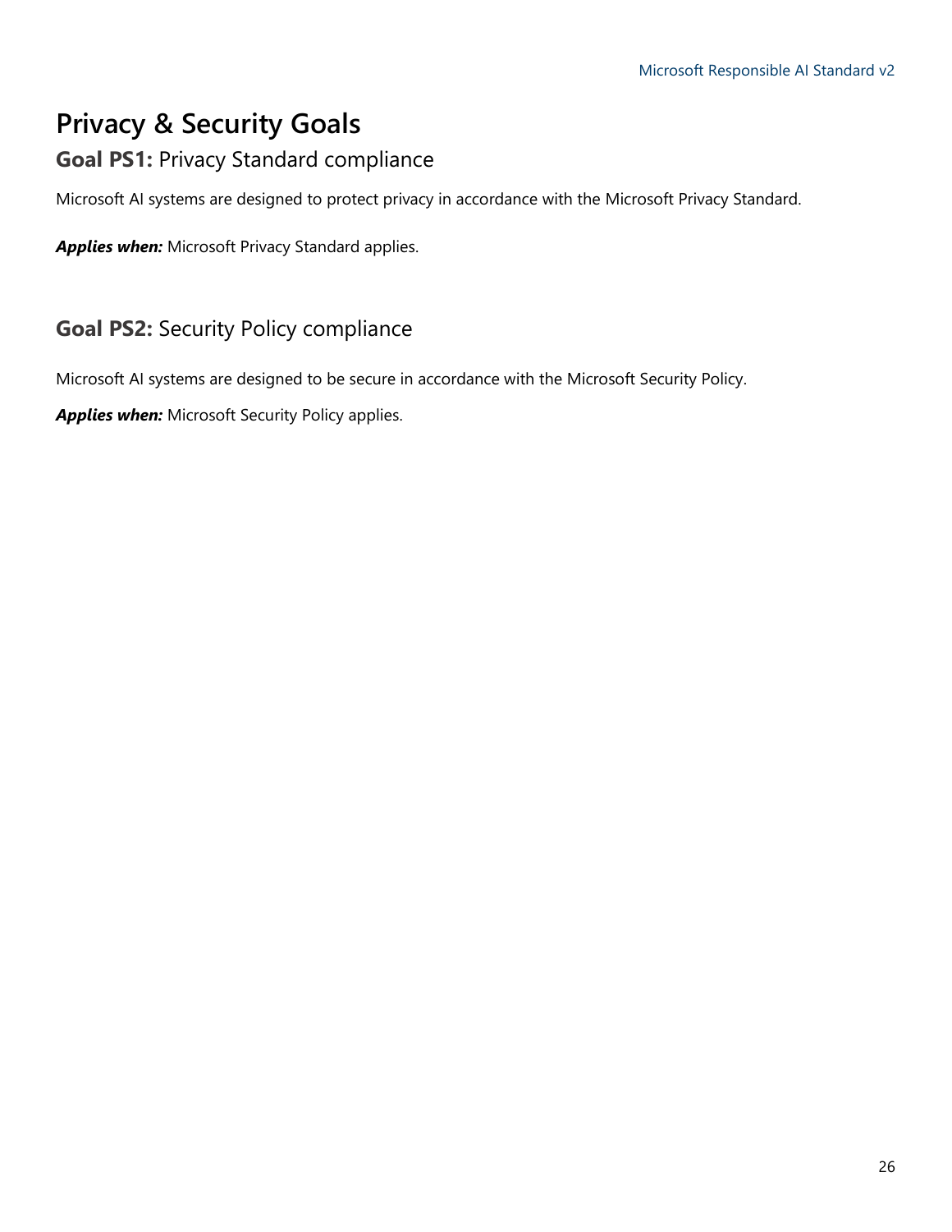# Privacy & Security Goals

## **Goal PS1:** Privacy Standard compliance

Microsoft AI systems are designed to protect privacy in accordance with the Microsoft Privacy Standard.

***Applies when:*** Microsoft Privacy Standard applies.

## **Goal PS2:** Security Policy compliance

Microsoft AI systems are designed to be secure in accordance with the Microsoft Security Policy.

***Applies when:*** Microsoft Security Policy applies.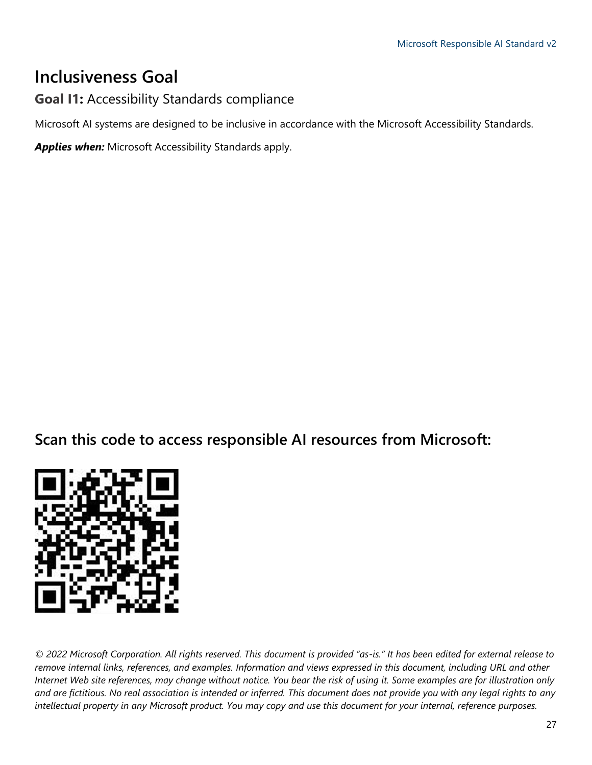# Inclusiveness Goal

## **Goal I1:** Accessibility Standards compliance

Microsoft AI systems are designed to be inclusive in accordance with the Microsoft Accessibility Standards.

***Applies when:*** Microsoft Accessibility Standards apply.

## Scan this code to access responsible AI resources from Microsoft:

*© 2022 Microsoft Corporation. All rights reserved. This document is provided "as-is." It has been edited for external release to remove internal links, references, and examples. Information and views expressed in this document, including URL and other Internet Web site references, may change without notice. You bear the risk of using it. Some examples are for illustration only and are fictitious. No real association is intended or inferred. This document does not provide you with any legal rights to any intellectual property in any Microsoft product. You may copy and use this document for your internal, reference purposes.*